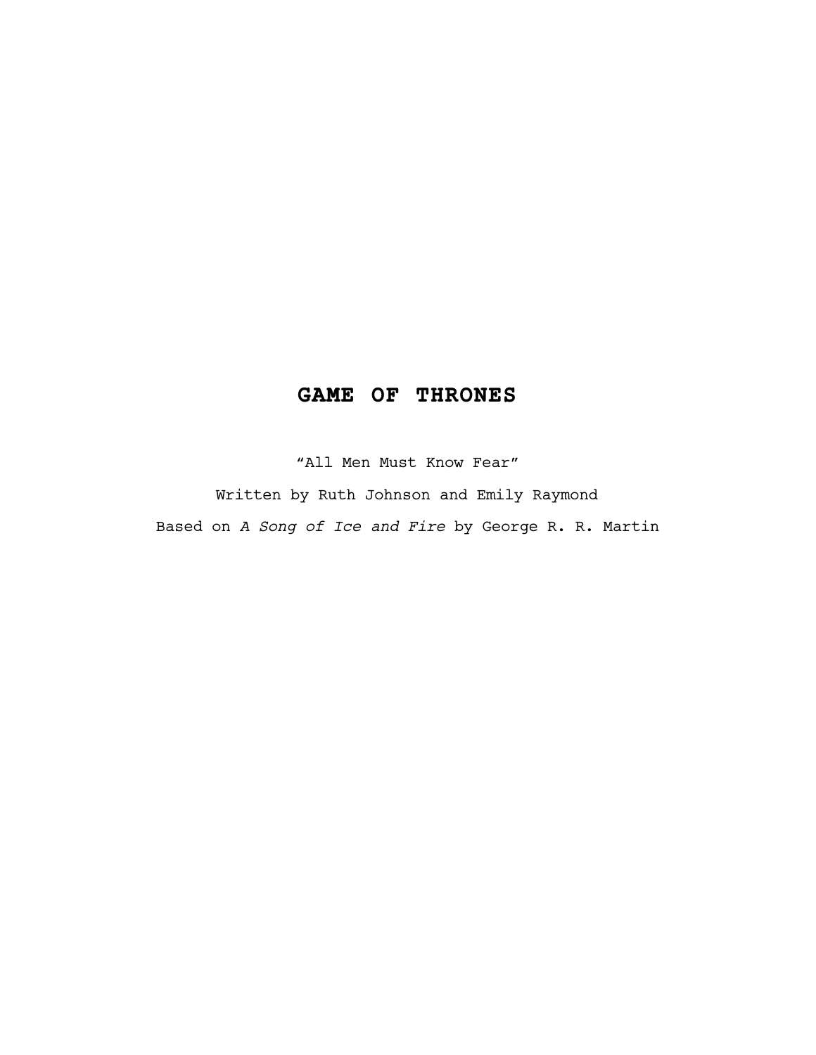# GAME OF THRONES

"All Men Must Know Fear"

Written by Ruth Johnson and Emily Raymond

Based on *A Song of Ice and Fire* by George R. R. Martin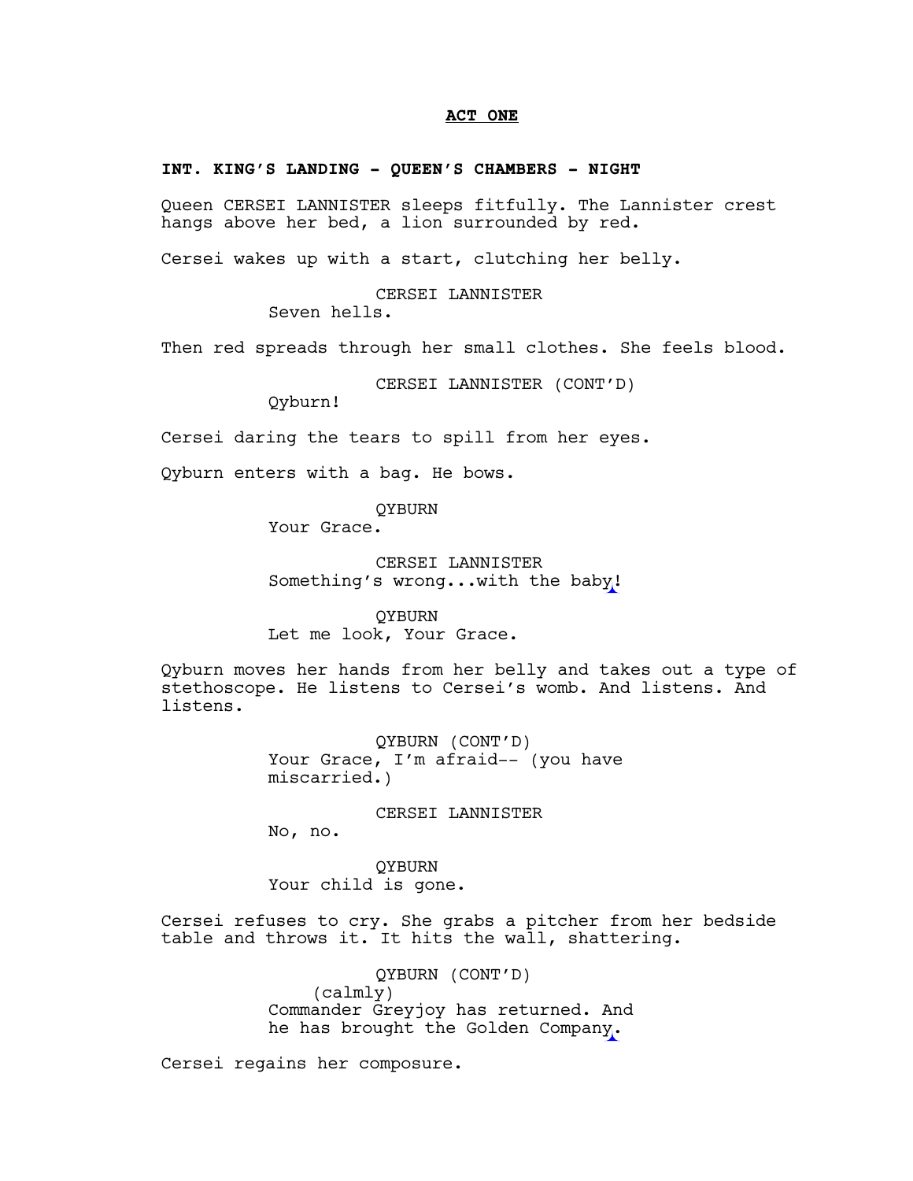**ACT ONE**

**INT. KING'S LANDING - QUEEN'S CHAMBERS - NIGHT**

Queen CERSEI LANNISTER sleeps fitfully. The Lannister crest hangs above her bed, a lion surrounded by red.

Cersei wakes up with a start, clutching her belly.

CERSEI LANNISTER
Seven hells.

Then red spreads through her small clothes. She feels blood.

CERSEI LANNISTER (CONT'D)
Qyburn!

Cersei daring the tears to spill from her eyes.

Qyburn enters with a bag. He bows.

QYBURN
Your Grace.

CERSEI LANNISTER
Something's wrong...with the baby!

QYBURN
Let me look, Your Grace.

Qyburn moves her hands from her belly and takes out a type of stethoscope. He listens to Cersei's womb. And listens. And listens.

QYBURN (CONT'D)
Your Grace, I'm afraid-- (you have miscarried.)

CERSEI LANNISTER
No, no.

QYBURN
Your child is gone.

Cersei refuses to cry. She grabs a pitcher from her bedside table and throws it. It hits the wall, shattering.

QYBURN (CONT'D)
(calmly)
Commander Greyjoy has returned. And he has brought the Golden Company.

Cersei regains her composure.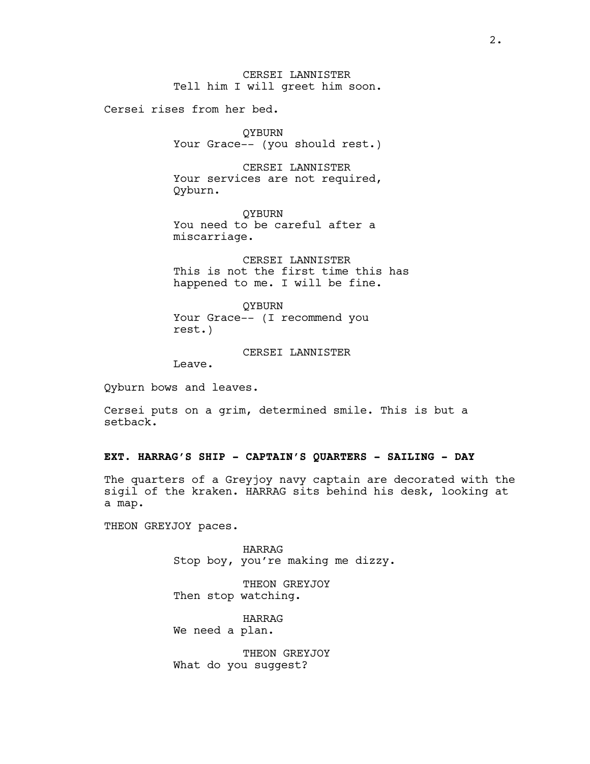CERSEI LANNISTER
Tell him I will greet him soon.

Cersei rises from her bed.

QYBURN
Your Grace-- (you should rest.)

CERSEI LANNISTER
Your services are not required, Qyburn.

QYBURN
You need to be careful after a miscarriage.

CERSEI LANNISTER
This is not the first time this has happened to me. I will be fine.

QYBURN
Your Grace-- (I recommend you rest.)

CERSEI LANNISTER
Leave.

Qyburn bows and leaves.

Cersei puts on a grim, determined smile. This is but a setback.

**EXT. HARRAG'S SHIP - CAPTAIN'S QUARTERS - SAILING - DAY**

The quarters of a Greyjoy navy captain are decorated with the sigil of the kraken. HARRAG sits behind his desk, looking at a map.

THEON GREYJOY paces.

HARRAG
Stop boy, you're making me dizzy.

THEON GREYJOY
Then stop watching.

HARRAG
We need a plan.

THEON GREYJOY
What do you suggest?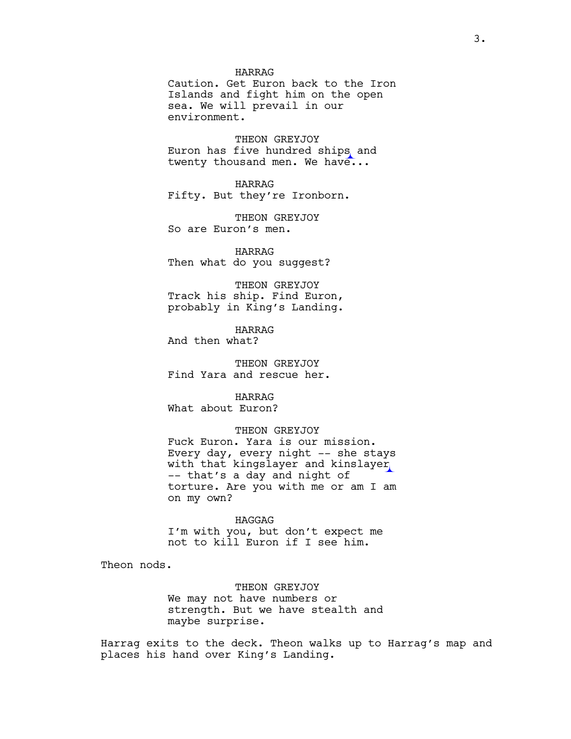HARRAG

Caution. Get Euron back to the Iron Islands and fight him on the open sea. We will prevail in our environment.

THEON GREYJOY

Euron has five hundred ships and twenty thousand men. We have...

HARRAG

Fifty. But they're Ironborn.

THEON GREYJOY

So are Euron's men.

HARRAG

Then what do you suggest?

THEON GREYJOY

Track his ship. Find Euron, probably in King's Landing.

HARRAG

And then what?

THEON GREYJOY

Find Yara and rescue her.

HARRAG

What about Euron?

THEON GREYJOY

Fuck Euron. Yara is our mission. Every day, every night -- she stays with that kingslayer and kinslayer -- that's a day and night of torture. Are you with me or am I am on my own?

HAGGAG

I'm with you, but don't expect me not to kill Euron if I see him.

Theon nods.

THEON GREYJOY

We may not have numbers or strength. But we have stealth and maybe surprise.

Harrag exits to the deck. Theon walks up to Harrag's map and places his hand over King's Landing.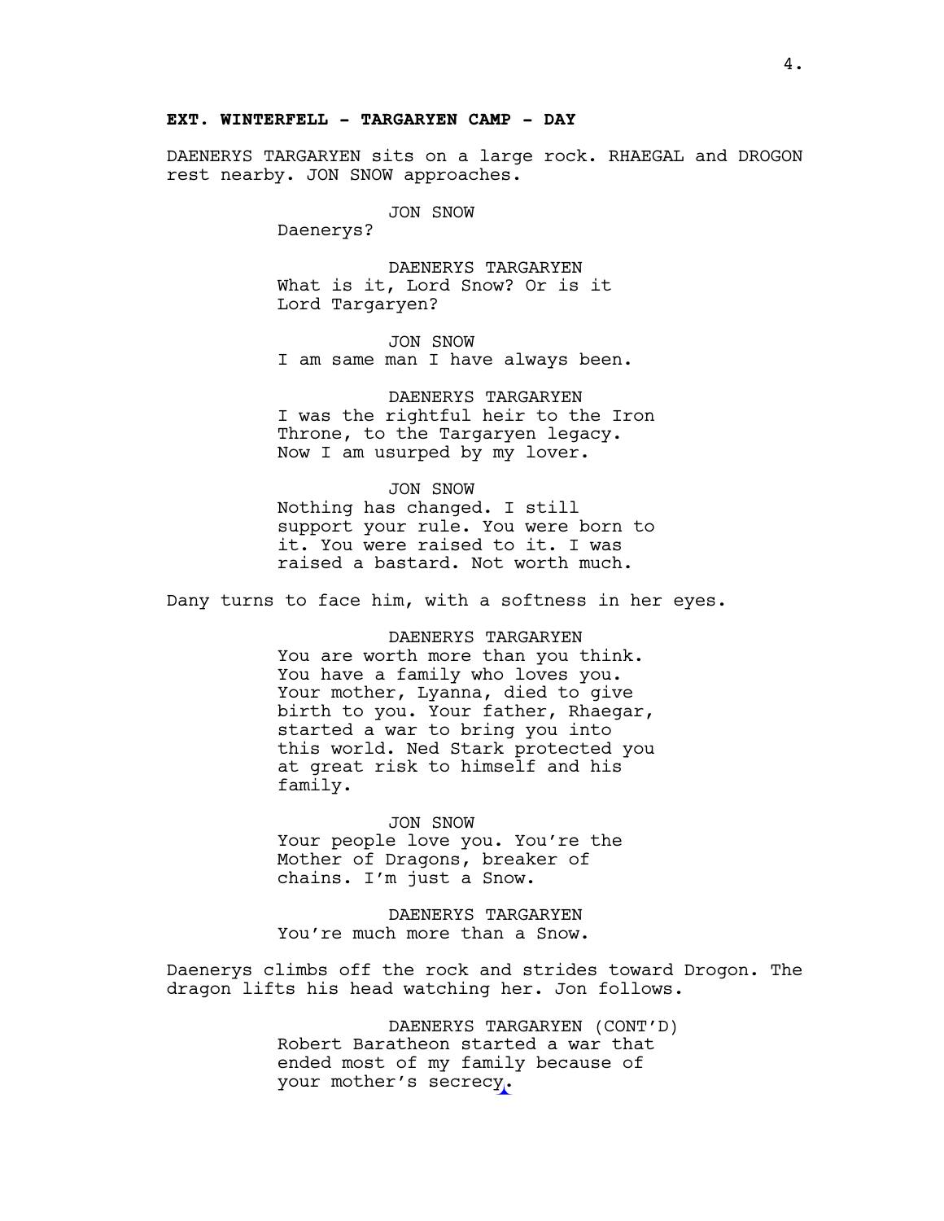**EXT. WINTERFELL - TARGARYEN CAMP - DAY**

DAENERYS TARGARYEN sits on a large rock. RHAEGAL and DROGON rest nearby. JON SNOW approaches.

JON SNOW
Daenerys?

DAENERYS TARGARYEN
What is it, Lord Snow? Or is it Lord Targaryen?

JON SNOW
I am same man I have always been.

DAENERYS TARGARYEN
I was the rightful heir to the Iron Throne, to the Targaryen legacy. Now I am usurped by my lover.

JON SNOW
Nothing has changed. I still support your rule. You were born to it. You were raised to it. I was raised a bastard. Not worth much.

Dany turns to face him, with a softness in her eyes.

DAENERYS TARGARYEN
You are worth more than you think. You have a family who loves you. Your mother, Lyanna, died to give birth to you. Your father, Rhaegar, started a war to bring you into this world. Ned Stark protected you at great risk to himself and his family.

JON SNOW
Your people love you. You're the Mother of Dragons, breaker of chains. I'm just a Snow.

DAENERYS TARGARYEN
You're much more than a Snow.

Daenerys climbs off the rock and strides toward Drogon. The dragon lifts his head watching her. Jon follows.

DAENERYS TARGARYEN (CONT'D)
Robert Baratheon started a war that ended most of my family because of your mother's secrecy.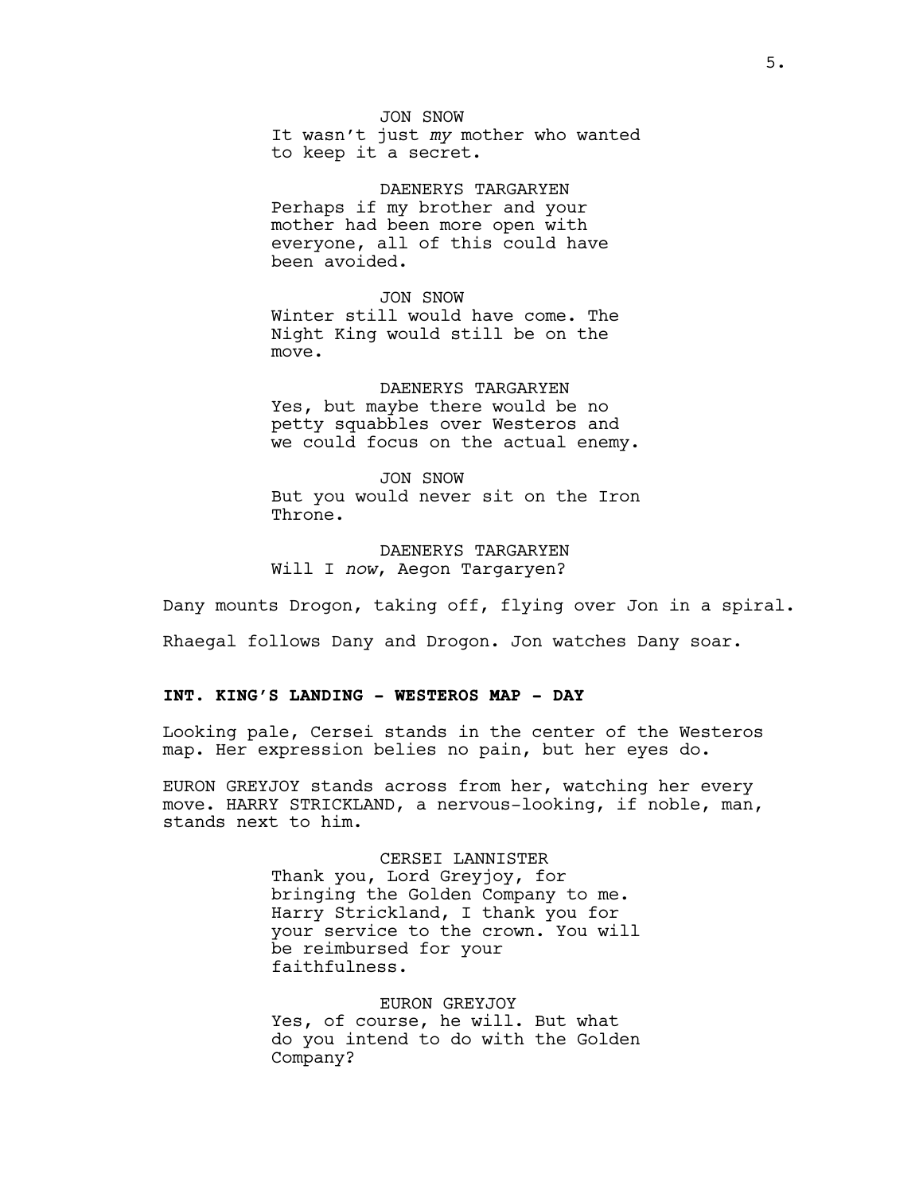JON SNOW
It wasn't just *my* mother who wanted to keep it a secret.

DAENERYS TARGARYEN
Perhaps if my brother and your mother had been more open with everyone, all of this could have been avoided.

JON SNOW
Winter still would have come. The Night King would still be on the move.

DAENERYS TARGARYEN
Yes, but maybe there would be no petty squabbles over Westeros and we could focus on the actual enemy.

JON SNOW
But you would never sit on the Iron Throne.

DAENERYS TARGARYEN
Will I *now*, Aegon Targaryen?

Dany mounts Drogon, taking off, flying over Jon in a spiral.

Rhaegal follows Dany and Drogon. Jon watches Dany soar.

**INT. KING'S LANDING - WESTEROS MAP - DAY**

Looking pale, Cersei stands in the center of the Westeros map. Her expression belies no pain, but her eyes do.

EURON GREYJOY stands across from her, watching her every move. HARRY STRICKLAND, a nervous-looking, if noble, man, stands next to him.

CERSEI LANNISTER
Thank you, Lord Greyjoy, for bringing the Golden Company to me. Harry Strickland, I thank you for your service to the crown. You will be reimbursed for your faithfulness.

EURON GREYJOY
Yes, of course, he will. But what do you intend to do with the Golden Company?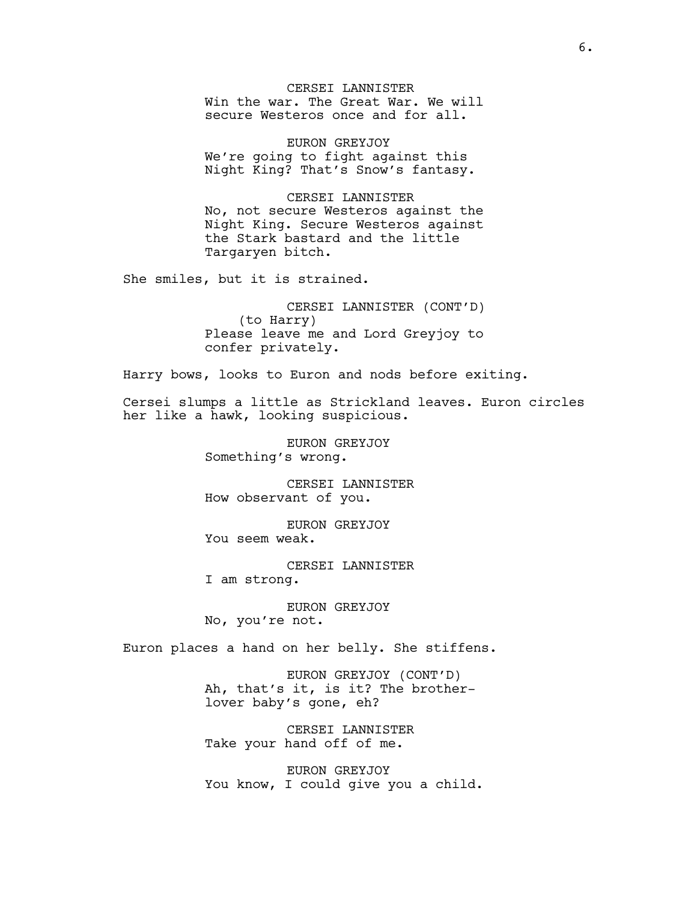CERSEI LANNISTER
Win the war. The Great War. We will secure Westeros once and for all.

EURON GREYJOY
We're going to fight against this Night King? That's Snow's fantasy.

CERSEI LANNISTER
No, not secure Westeros against the Night King. Secure Westeros against the Stark bastard and the little Targaryen bitch.

She smiles, but it is strained.

CERSEI LANNISTER (CONT'D)
(to Harry)
Please leave me and Lord Greyjoy to confer privately.

Harry bows, looks to Euron and nods before exiting.

Cersei slumps a little as Strickland leaves. Euron circles her like a hawk, looking suspicious.

EURON GREYJOY
Something's wrong.

CERSEI LANNISTER
How observant of you.

EURON GREYJOY
You seem weak.

CERSEI LANNISTER
I am strong.

EURON GREYJOY
No, you're not.

Euron places a hand on her belly. She stiffens.

EURON GREYJOY (CONT'D)
Ah, that's it, is it? The brother-lover baby's gone, eh?

CERSEI LANNISTER
Take your hand off of me.

EURON GREYJOY
You know, I could give you a child.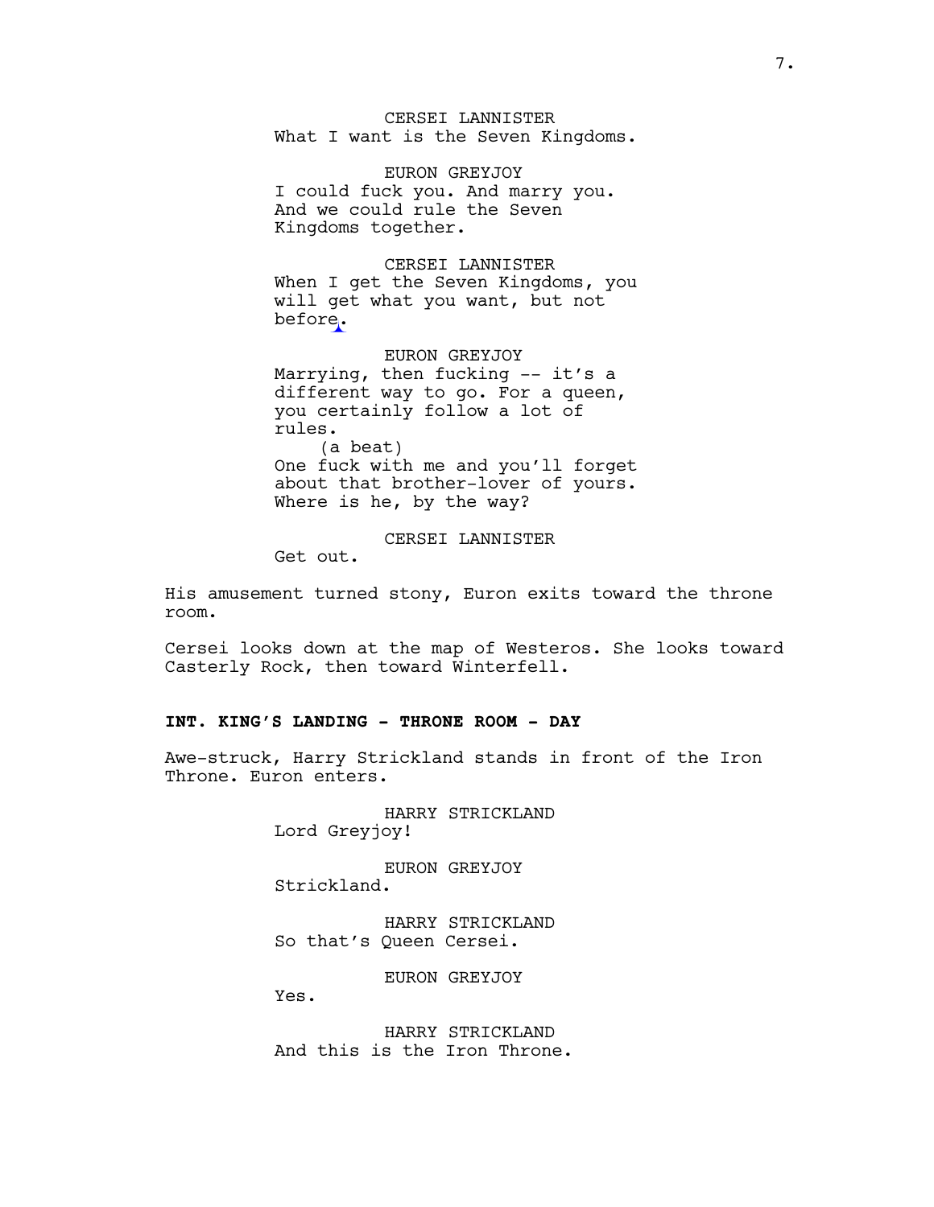CERSEI LANNISTER
What I want is the Seven Kingdoms.

EURON GREYJOY
I could fuck you. And marry you. And we could rule the Seven Kingdoms together.

CERSEI LANNISTER
When I get the Seven Kingdoms, you will get what you want, but not before.

EURON GREYJOY
Marrying, then fucking -- it's a different way to go. For a queen, you certainly follow a lot of rules.
(a beat)
One fuck with me and you'll forget about that brother-lover of yours. Where is he, by the way?

CERSEI LANNISTER
Get out.

His amusement turned stony, Euron exits toward the throne room.

Cersei looks down at the map of Westeros. She looks toward Casterly Rock, then toward Winterfell.

**INT. KING'S LANDING - THRONE ROOM - DAY**

Awe-struck, Harry Strickland stands in front of the Iron Throne. Euron enters.

HARRY STRICKLAND
Lord Greyjoy!

EURON GREYJOY
Strickland.

HARRY STRICKLAND
So that's Queen Cersei.

EURON GREYJOY
Yes.

HARRY STRICKLAND
And this is the Iron Throne.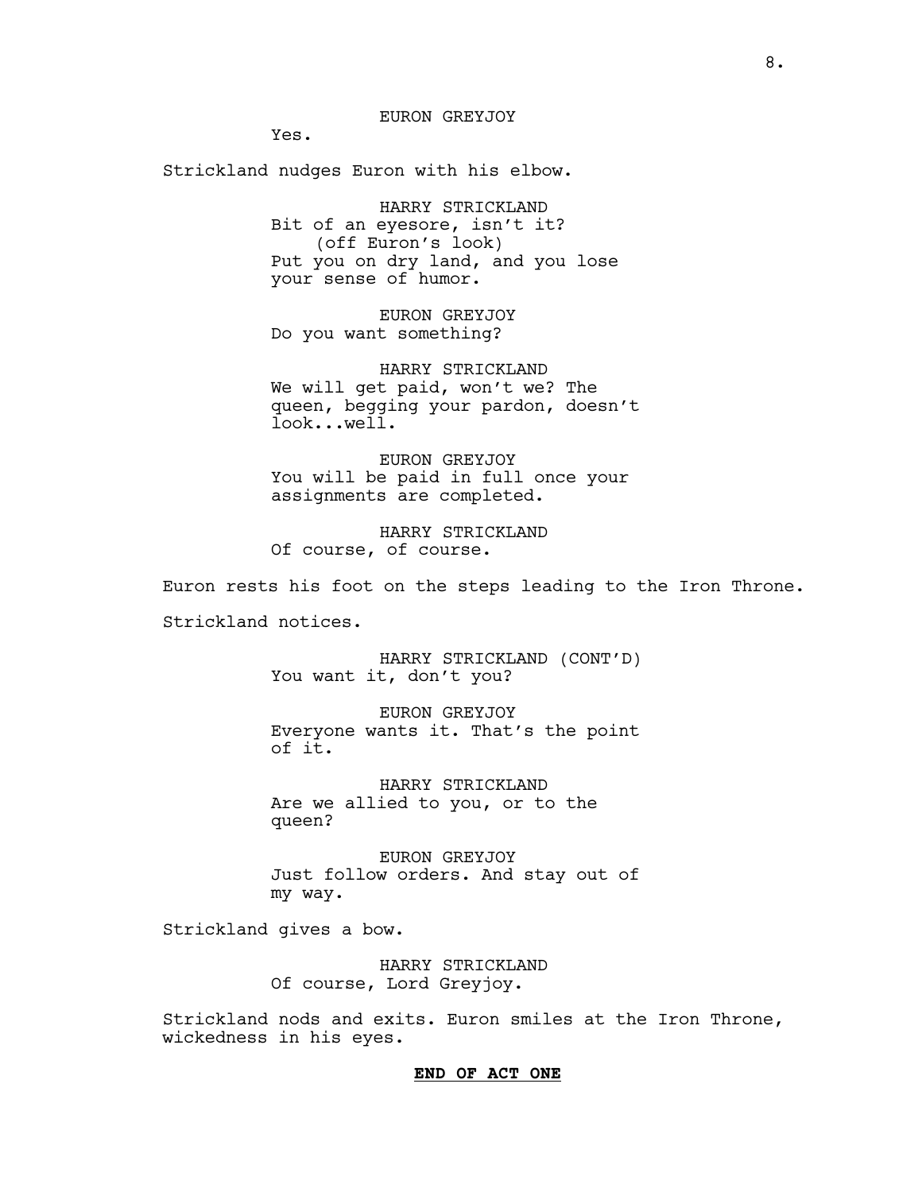EURON GREYJOY

Yes.

Strickland nudges Euron with his elbow.

HARRY STRICKLAND

Bit of an eyesore, isn't it?

(off Euron's look)

Put you on dry land, and you lose your sense of humor.

EURON GREYJOY

Do you want something?

HARRY STRICKLAND

We will get paid, won't we? The queen, begging your pardon, doesn't look...well.

EURON GREYJOY

You will be paid in full once your assignments are completed.

HARRY STRICKLAND

Of course, of course.

Euron rests his foot on the steps leading to the Iron Throne.

Strickland notices.

HARRY STRICKLAND (CONT'D)

You want it, don't you?

EURON GREYJOY

Everyone wants it. That's the point of it.

HARRY STRICKLAND

Are we allied to you, or to the queen?

EURON GREYJOY

Just follow orders. And stay out of my way.

Strickland gives a bow.

HARRY STRICKLAND

Of course, Lord Greyjoy.

Strickland nods and exits. Euron smiles at the Iron Throne, wickedness in his eyes.

**END OF ACT ONE**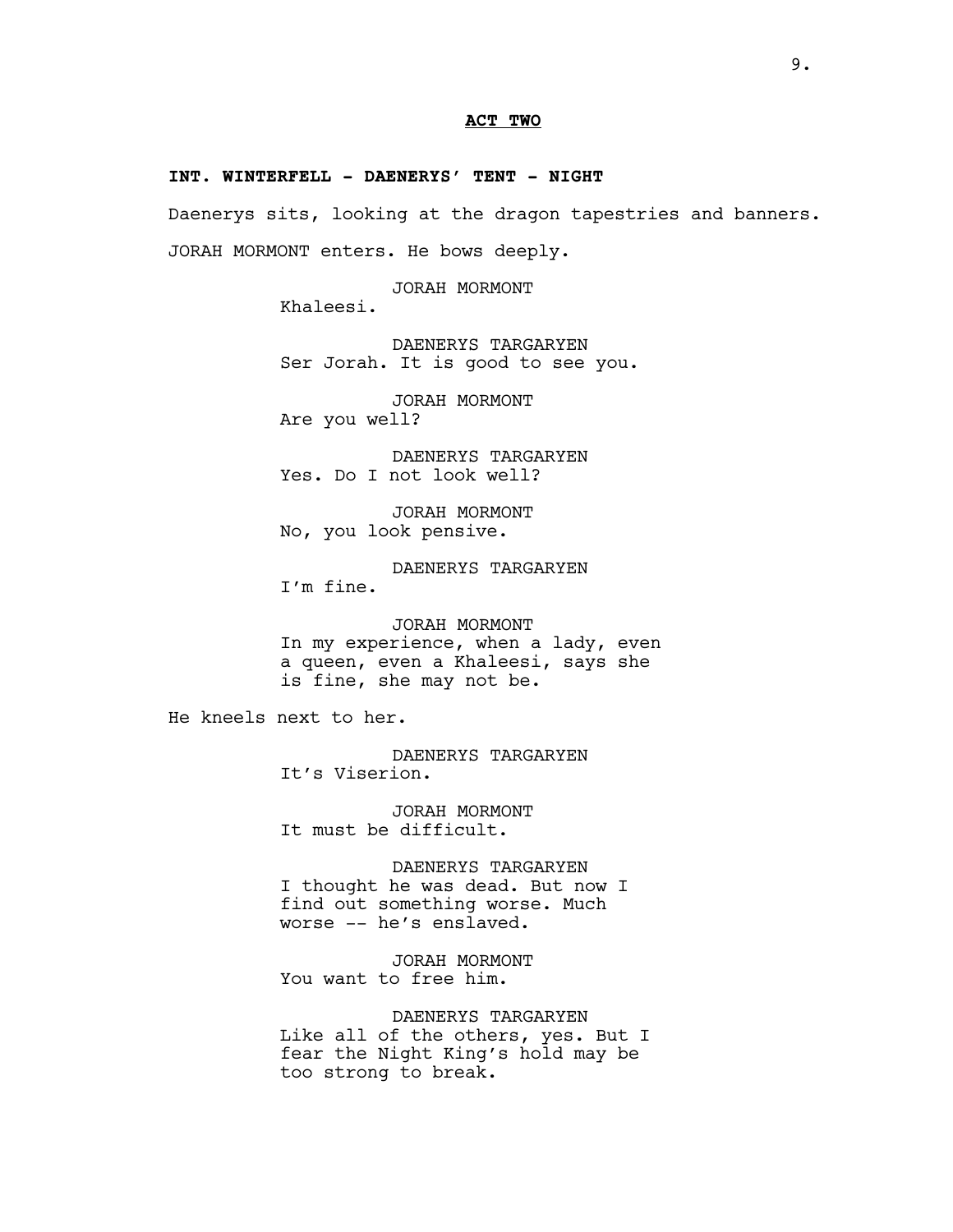## ACT TWO

**INT. WINTERFELL - DAENERYS' TENT - NIGHT**

Daenerys sits, looking at the dragon tapestries and banners.

JORAH MORMONT enters. He bows deeply.

JORAH MORMONT
Khaleesi.

DAENERYS TARGARYEN
Ser Jorah. It is good to see you.

JORAH MORMONT
Are you well?

DAENERYS TARGARYEN
Yes. Do I not look well?

JORAH MORMONT
No, you look pensive.

DAENERYS TARGARYEN
I'm fine.

JORAH MORMONT
In my experience, when a lady, even a queen, even a Khaleesi, says she is fine, she may not be.

He kneels next to her.

DAENERYS TARGARYEN
It's Viserion.

JORAH MORMONT
It must be difficult.

DAENERYS TARGARYEN
I thought he was dead. But now I find out something worse. Much worse -- he's enslaved.

JORAH MORMONT
You want to free him.

DAENERYS TARGARYEN
Like all of the others, yes. But I fear the Night King's hold may be too strong to break.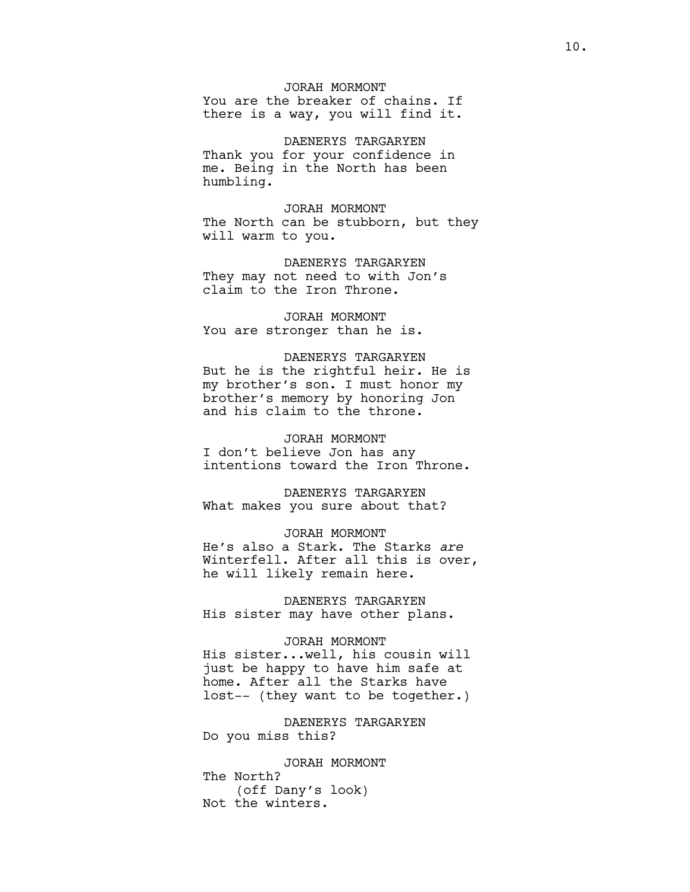JORAH MORMONT
You are the breaker of chains. If there is a way, you will find it.

DAENERYS TARGARYEN
Thank you for your confidence in me. Being in the North has been humbling.

JORAH MORMONT
The North can be stubborn, but they will warm to you.

DAENERYS TARGARYEN
They may not need to with Jon's claim to the Iron Throne.

JORAH MORMONT
You are stronger than he is.

DAENERYS TARGARYEN
But he is the rightful heir. He is my brother's son. I must honor my brother's memory by honoring Jon and his claim to the throne.

JORAH MORMONT
I don't believe Jon has any intentions toward the Iron Throne.

DAENERYS TARGARYEN
What makes you sure about that?

JORAH MORMONT
He's also a Stark. The Starks *are* Winterfell. After all this is over, he will likely remain here.

DAENERYS TARGARYEN
His sister may have other plans.

JORAH MORMONT
His sister...well, his cousin will just be happy to have him safe at home. After all the Starks have lost-- (they want to be together.)

DAENERYS TARGARYEN
Do you miss this?

JORAH MORMONT
The North?
(off Dany's look)
Not the winters.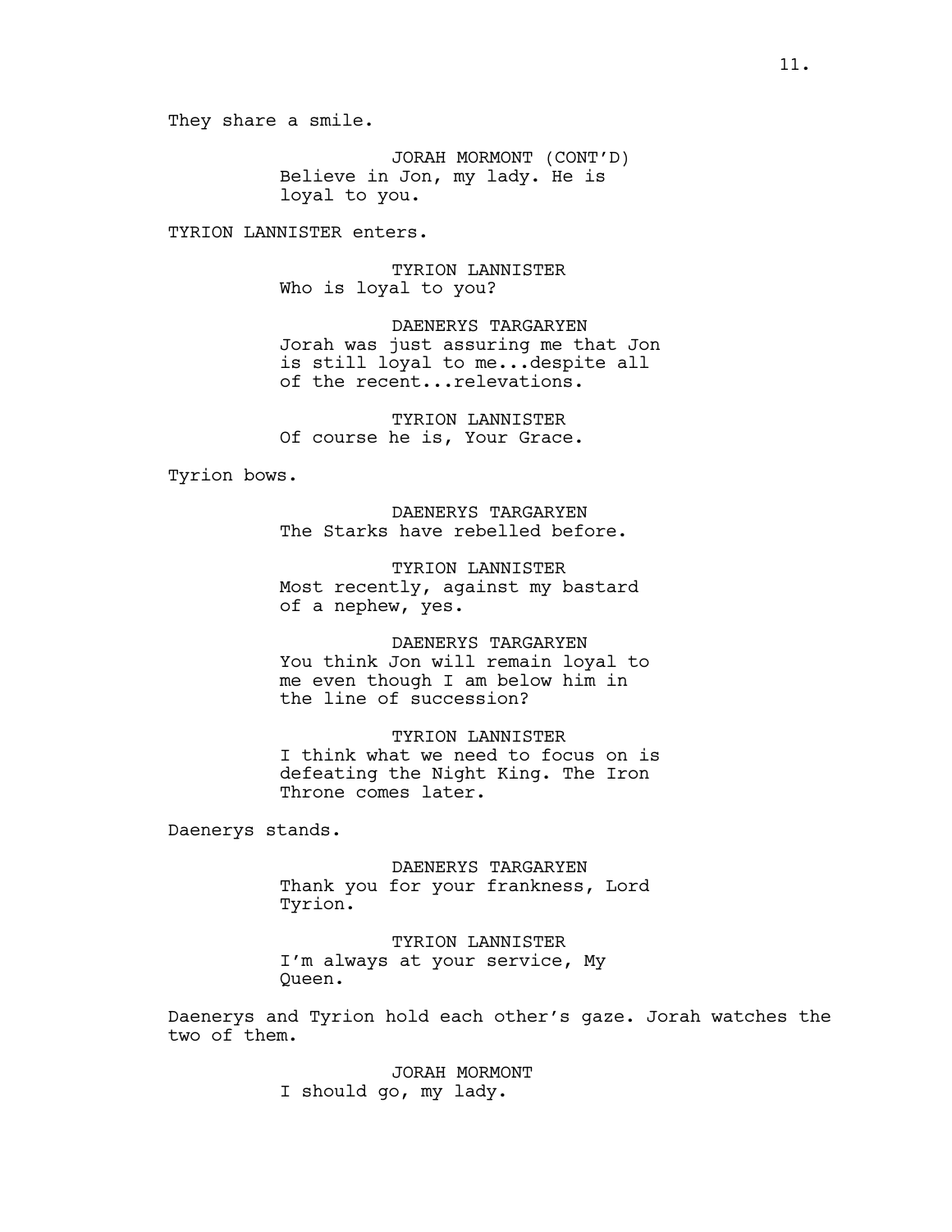They share a smile.

JORAH MORMONT (CONT'D)
Believe in Jon, my lady. He is loyal to you.

TYRION LANNISTER enters.

TYRION LANNISTER
Who is loyal to you?

DAENERYS TARGARYEN
Jorah was just assuring me that Jon is still loyal to me...despite all of the recent...relevations.

TYRION LANNISTER
Of course he is, Your Grace.

Tyrion bows.

DAENERYS TARGARYEN
The Starks have rebelled before.

TYRION LANNISTER
Most recently, against my bastard of a nephew, yes.

DAENERYS TARGARYEN
You think Jon will remain loyal to me even though I am below him in the line of succession?

TYRION LANNISTER
I think what we need to focus on is defeating the Night King. The Iron Throne comes later.

Daenerys stands.

DAENERYS TARGARYEN
Thank you for your frankness, Lord Tyrion.

TYRION LANNISTER
I'm always at your service, My Queen.

Daenerys and Tyrion hold each other's gaze. Jorah watches the two of them.

JORAH MORMONT
I should go, my lady.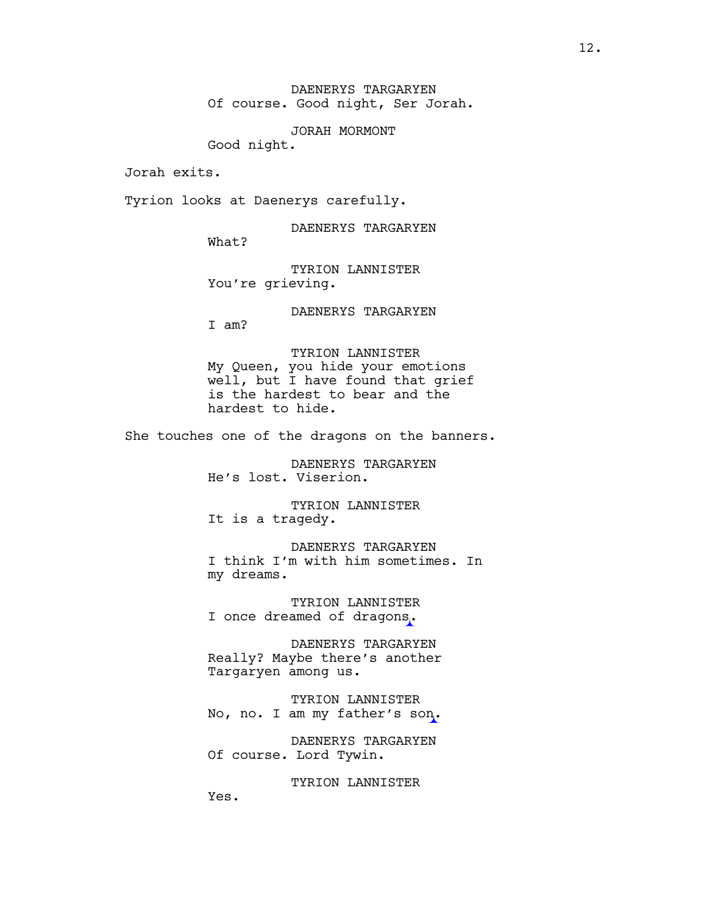DAENERYS TARGARYEN
Of course. Good night, Ser Jorah.

JORAH MORMONT
Good night.

Jorah exits.

Tyrion looks at Daenerys carefully.

DAENERYS TARGARYEN
What?

TYRION LANNISTER
You're grieving.

DAENERYS TARGARYEN
I am?

TYRION LANNISTER
My Queen, you hide your emotions well, but I have found that grief is the hardest to bear and the hardest to hide.

She touches one of the dragons on the banners.

DAENERYS TARGARYEN
He's lost. Viserion.

TYRION LANNISTER
It is a tragedy.

DAENERYS TARGARYEN
I think I'm with him sometimes. In my dreams.

TYRION LANNISTER
I once dreamed of dragons.

DAENERYS TARGARYEN
Really? Maybe there's another Targaryen among us.

TYRION LANNISTER
No, no. I am my father's son.

DAENERYS TARGARYEN
Of course. Lord Tywin.

TYRION LANNISTER
Yes.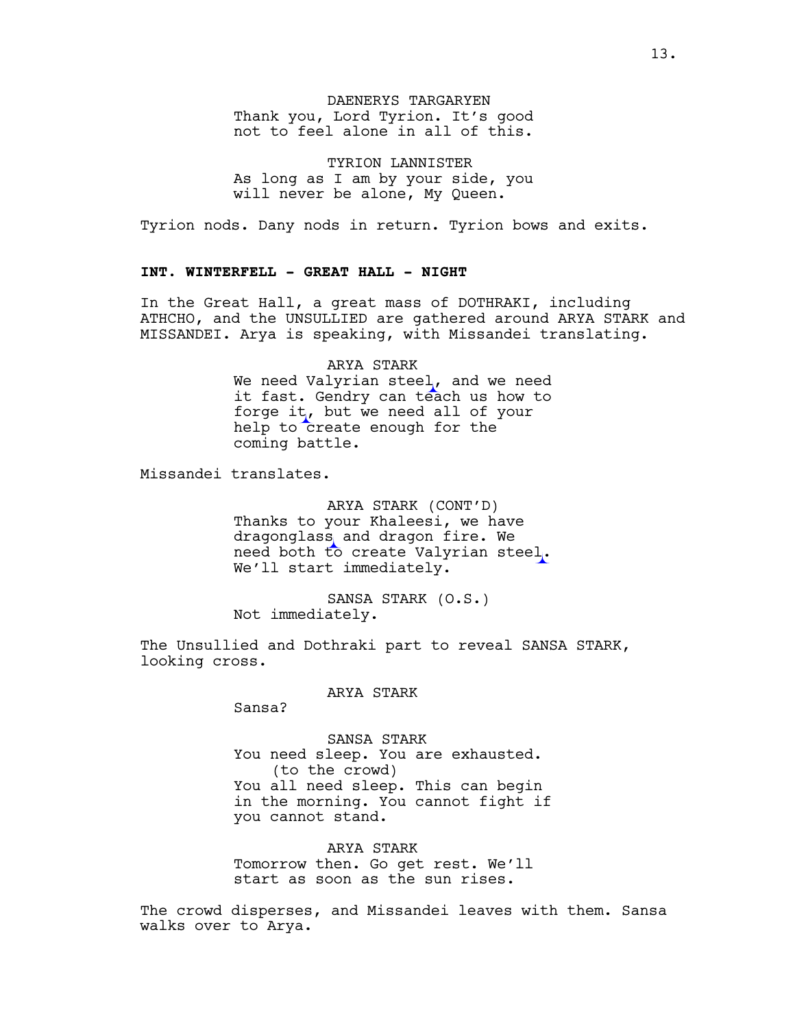DAENERYS TARGARYEN
Thank you, Lord Tyrion. It's good not to feel alone in all of this.

TYRION LANNISTER
As long as I am by your side, you will never be alone, My Queen.

Tyrion nods. Dany nods in return. Tyrion bows and exits.

**INT. WINTERFELL - GREAT HALL - NIGHT**

In the Great Hall, a great mass of DOTHRAKI, including ATHCHO, and the UNSULLIED are gathered around ARYA STARK and MISSANDEI. Arya is speaking, with Missandei translating.

ARYA STARK
We need Valyrian steel, and we need it fast. Gendry can teach us how to forge it, but we need all of your help to create enough for the coming battle.

Missandei translates.

ARYA STARK (CONT'D)
Thanks to your Khaleesi, we have dragonglass and dragon fire. We need both to create Valyrian steel. We'll start immediately.

SANSA STARK (O.S.)
Not immediately.

The Unsullied and Dothraki part to reveal SANSA STARK, looking cross.

ARYA STARK
Sansa?

SANSA STARK
You need sleep. You are exhausted.
(to the crowd)
You all need sleep. This can begin in the morning. You cannot fight if you cannot stand.

ARYA STARK
Tomorrow then. Go get rest. We'll start as soon as the sun rises.

The crowd disperses, and Missandei leaves with them. Sansa walks over to Arya.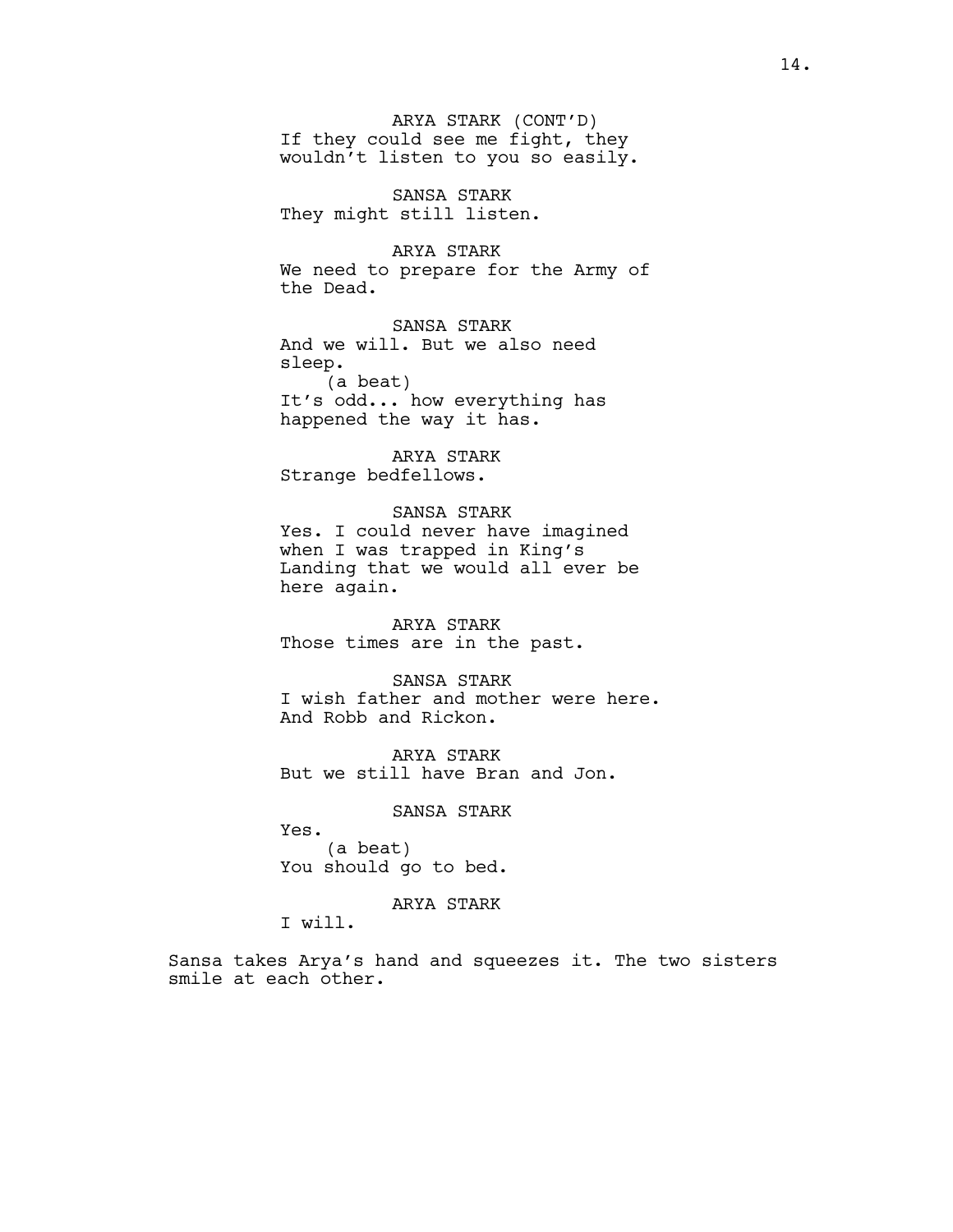ARYA STARK (CONT'D)
If they could see me fight, they wouldn't listen to you so easily.

SANSA STARK
They might still listen.

ARYA STARK
We need to prepare for the Army of the Dead.

SANSA STARK
And we will. But we also need sleep.
(a beat)
It's odd... how everything has happened the way it has.

ARYA STARK
Strange bedfellows.

SANSA STARK
Yes. I could never have imagined when I was trapped in King's Landing that we would all ever be here again.

ARYA STARK
Those times are in the past.

SANSA STARK
I wish father and mother were here. And Robb and Rickon.

ARYA STARK
But we still have Bran and Jon.

SANSA STARK
Yes.
(a beat)
You should go to bed.

ARYA STARK
I will.

Sansa takes Arya's hand and squeezes it. The two sisters smile at each other.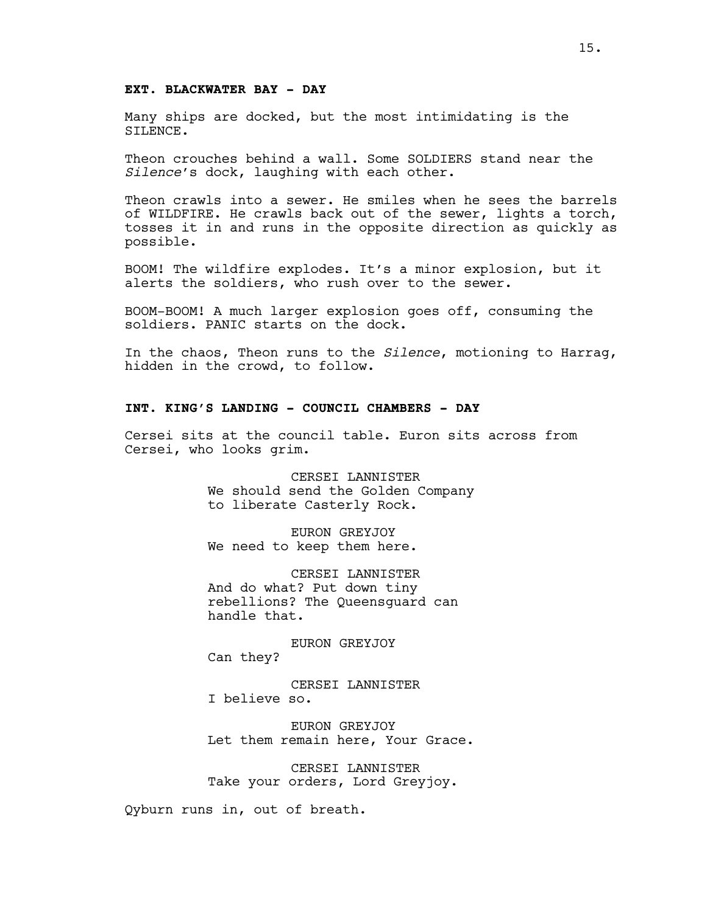**EXT. BLACKWATER BAY - DAY**

Many ships are docked, but the most intimidating is the SILENCE.

Theon crouches behind a wall. Some SOLDIERS stand near the *Silence*'s dock, laughing with each other.

Theon crawls into a sewer. He smiles when he sees the barrels of WILDFIRE. He crawls back out of the sewer, lights a torch, tosses it in and runs in the opposite direction as quickly as possible.

BOOM! The wildfire explodes. It's a minor explosion, but it alerts the soldiers, who rush over to the sewer.

BOOM-BOOM! A much larger explosion goes off, consuming the soldiers. PANIC starts on the dock.

In the chaos, Theon runs to the *Silence*, motioning to Harrag, hidden in the crowd, to follow.

**INT. KING'S LANDING - COUNCIL CHAMBERS - DAY**

Cersei sits at the council table. Euron sits across from Cersei, who looks grim.

CERSEI LANNISTER
We should send the Golden Company to liberate Casterly Rock.

EURON GREYJOY
We need to keep them here.

CERSEI LANNISTER
And do what? Put down tiny rebellions? The Queensguard can handle that.

EURON GREYJOY
Can they?

CERSEI LANNISTER
I believe so.

EURON GREYJOY
Let them remain here, Your Grace.

CERSEI LANNISTER
Take your orders, Lord Greyjoy.

Qyburn runs in, out of breath.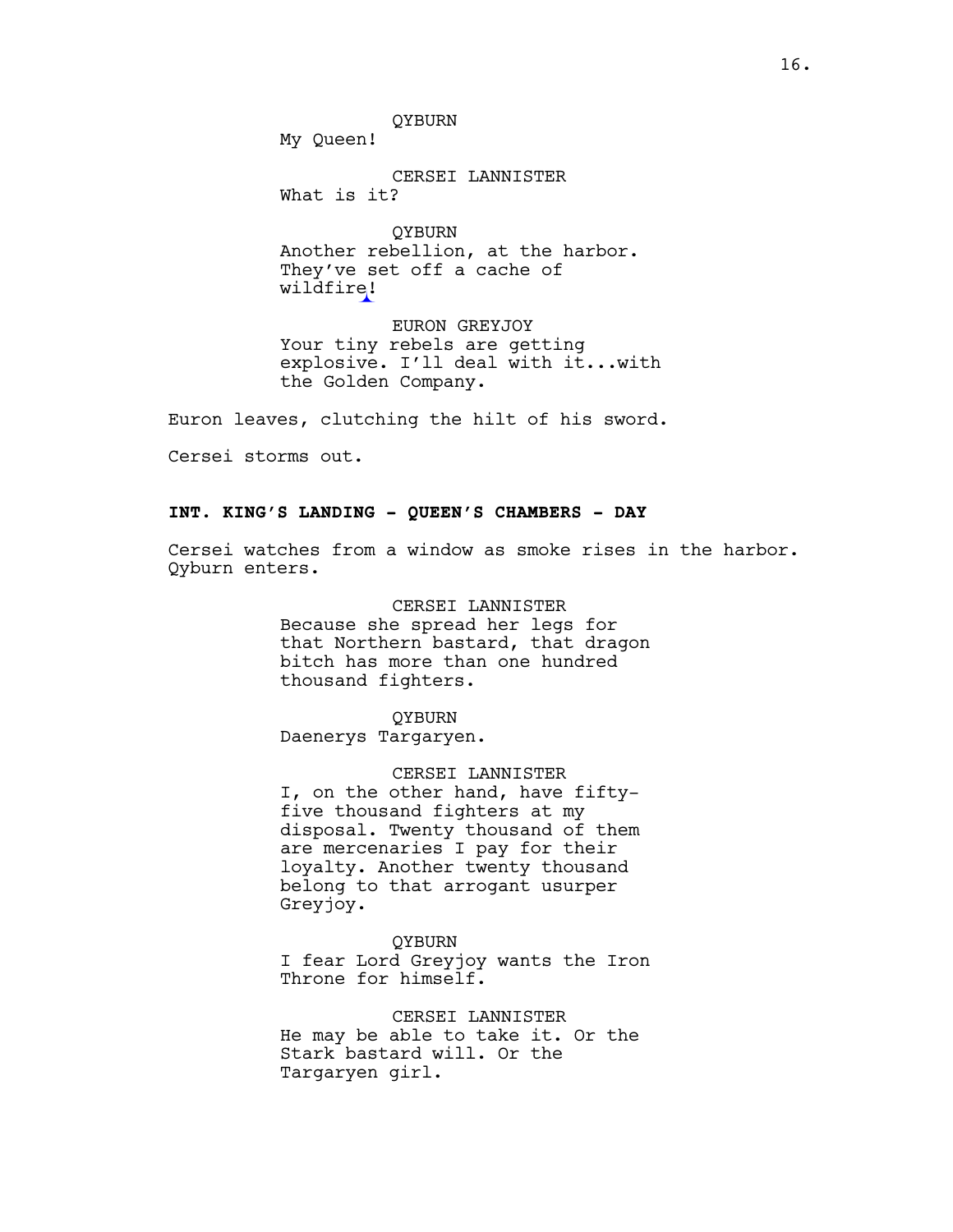QYBURN
My Queen!

CERSEI LANNISTER
What is it?

QYBURN
Another rebellion, at the harbor. They've set off a cache of wildfire!

EURON GREYJOY
Your tiny rebels are getting explosive. I'll deal with it...with the Golden Company.

Euron leaves, clutching the hilt of his sword.

Cersei storms out.

**INT. KING'S LANDING - QUEEN'S CHAMBERS - DAY**

Cersei watches from a window as smoke rises in the harbor. Qyburn enters.

CERSEI LANNISTER
Because she spread her legs for that Northern bastard, that dragon bitch has more than one hundred thousand fighters.

QYBURN
Daenerys Targaryen.

CERSEI LANNISTER
I, on the other hand, have fifty-five thousand fighters at my disposal. Twenty thousand of them are mercenaries I pay for their loyalty. Another twenty thousand belong to that arrogant usurper Greyjoy.

QYBURN
I fear Lord Greyjoy wants the Iron Throne for himself.

CERSEI LANNISTER
He may be able to take it. Or the Stark bastard will. Or the Targaryen girl.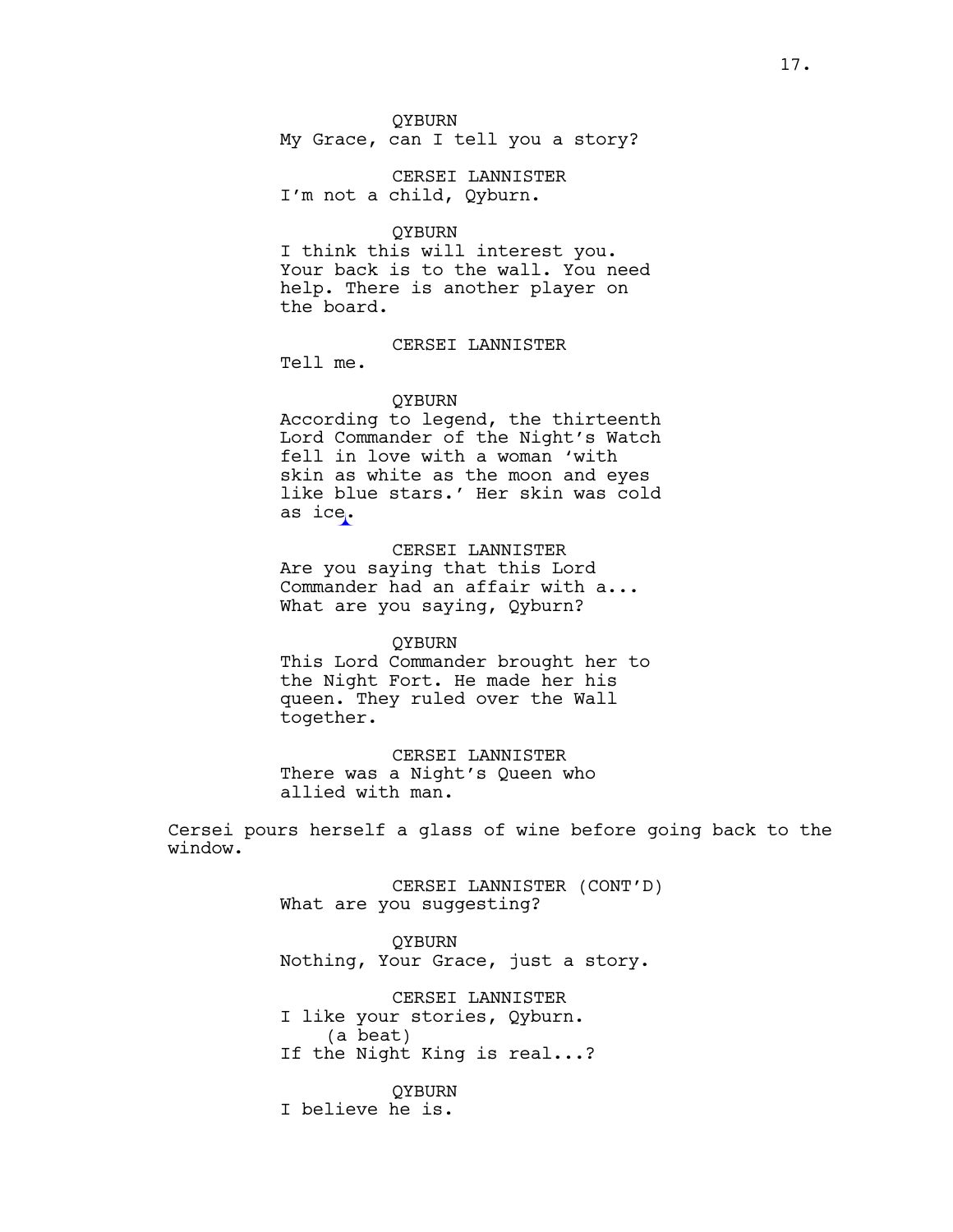QYBURN
My Grace, can I tell you a story?

CERSEI LANNISTER
I'm not a child, Qyburn.

QYBURN
I think this will interest you. Your back is to the wall. You need help. There is another player on the board.

CERSEI LANNISTER
Tell me.

QYBURN
According to legend, the thirteenth Lord Commander of the Night's Watch fell in love with a woman 'with skin as white as the moon and eyes like blue stars.' Her skin was cold as ice.

CERSEI LANNISTER
Are you saying that this Lord Commander had an affair with a... What are you saying, Qyburn?

QYBURN
This Lord Commander brought her to the Night Fort. He made her his queen. They ruled over the Wall together.

CERSEI LANNISTER
There was a Night's Queen who allied with man.

Cersei pours herself a glass of wine before going back to the window.

CERSEI LANNISTER (CONT'D)
What are you suggesting?

QYBURN
Nothing, Your Grace, just a story.

CERSEI LANNISTER
I like your stories, Qyburn.
(a beat)
If the Night King is real...?

QYBURN
I believe he is.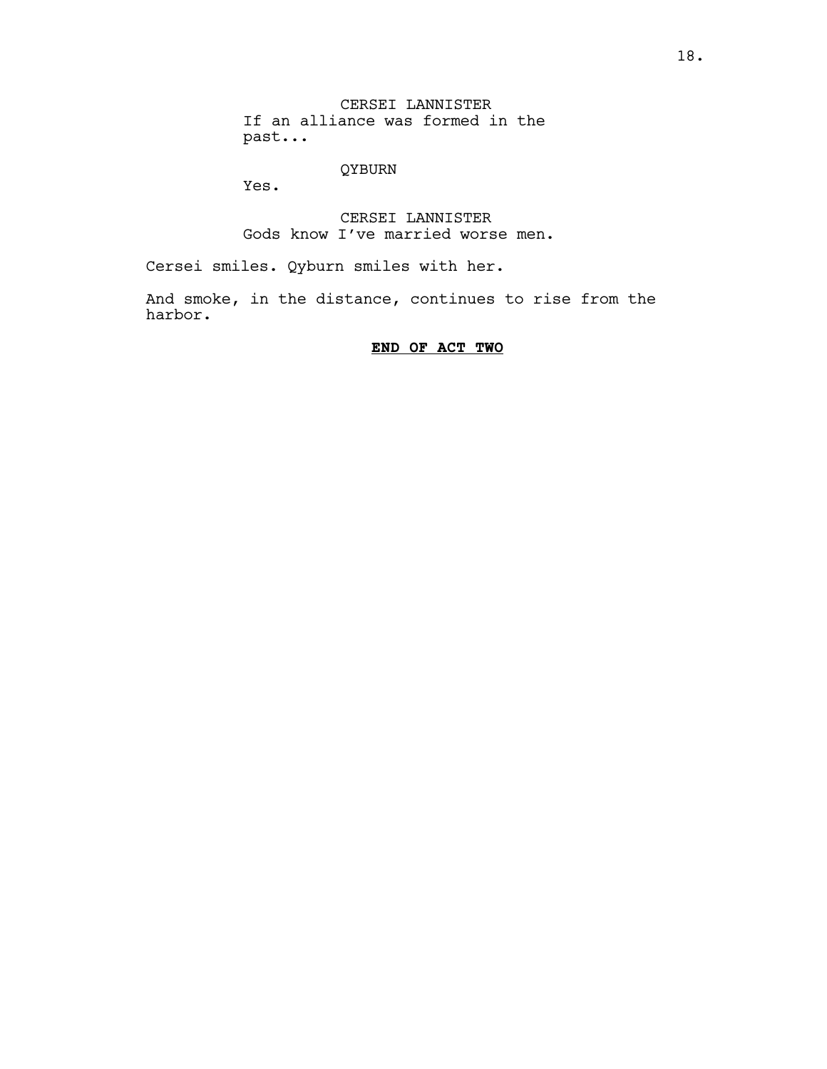CERSEI LANNISTER
If an alliance was formed in the past...

QYBURN
Yes.

CERSEI LANNISTER
Gods know I've married worse men.

Cersei smiles. Qyburn smiles with her.

And smoke, in the distance, continues to rise from the harbor.

**END OF ACT TWO**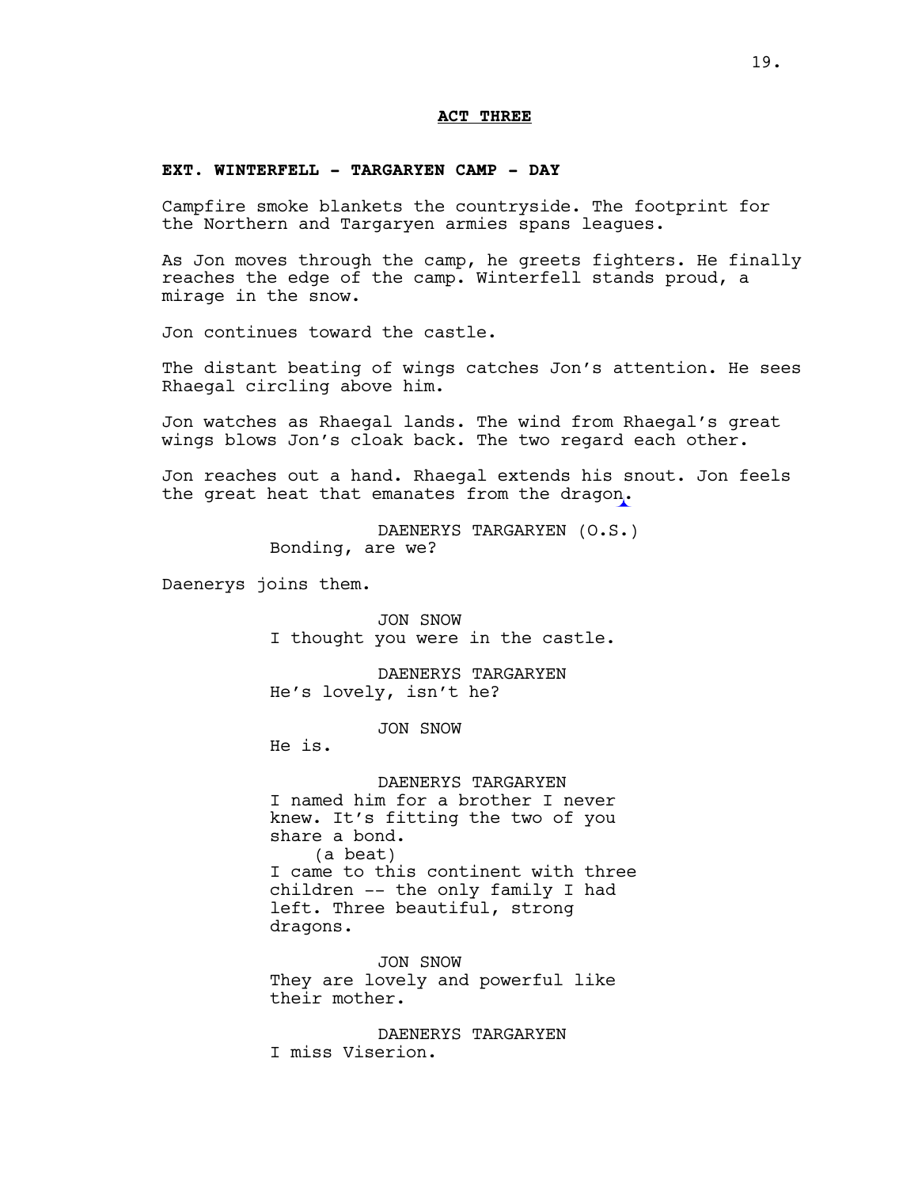**ACT THREE**

**EXT. WINTERFELL - TARGARYEN CAMP - DAY**

Campfire smoke blankets the countryside. The footprint for the Northern and Targaryen armies spans leagues.

As Jon moves through the camp, he greets fighters. He finally reaches the edge of the camp. Winterfell stands proud, a mirage in the snow.

Jon continues toward the castle.

The distant beating of wings catches Jon's attention. He sees Rhaegal circling above him.

Jon watches as Rhaegal lands. The wind from Rhaegal's great wings blows Jon's cloak back. The two regard each other.

Jon reaches out a hand. Rhaegal extends his snout. Jon feels the great heat that emanates from the dragon.

DAENERYS TARGARYEN (O.S.)
Bonding, are we?

Daenerys joins them.

JON SNOW
I thought you were in the castle.

DAENERYS TARGARYEN
He's lovely, isn't he?

JON SNOW
He is.

DAENERYS TARGARYEN
I named him for a brother I never knew. It's fitting the two of you share a bond.
(a beat)
I came to this continent with three children -- the only family I had left. Three beautiful, strong dragons.

JON SNOW
They are lovely and powerful like their mother.

DAENERYS TARGARYEN
I miss Viserion.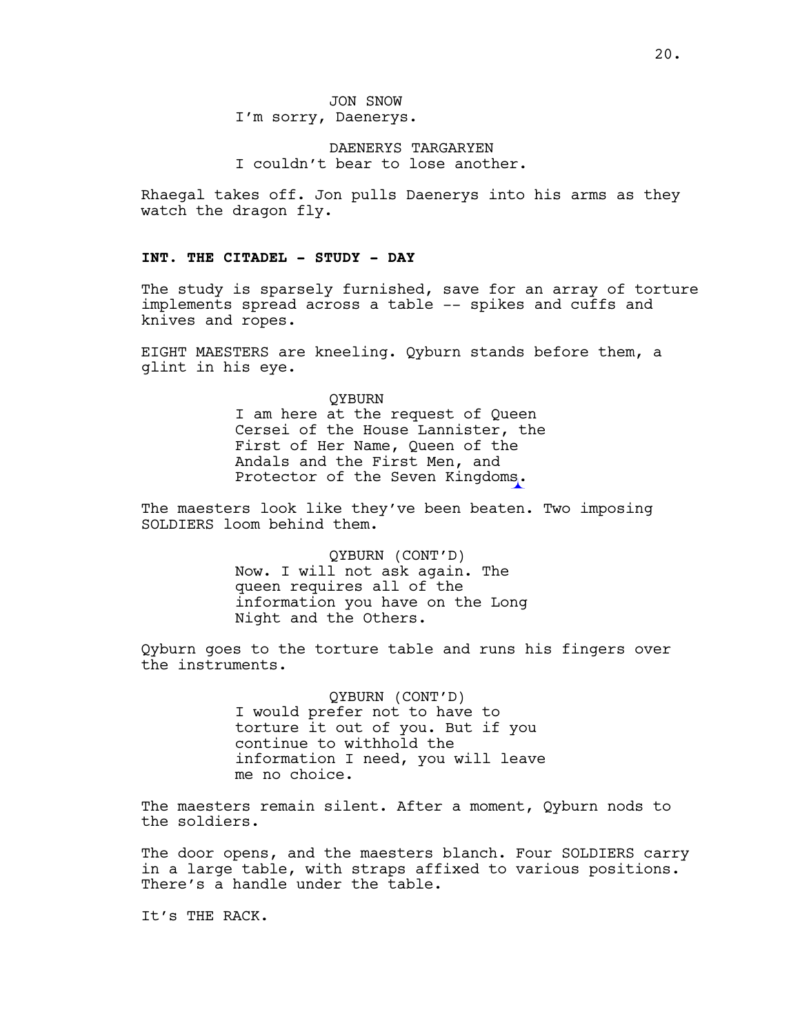JON SNOW
I'm sorry, Daenerys.

DAENERYS TARGARYEN
I couldn't bear to lose another.

Rhaegal takes off. Jon pulls Daenerys into his arms as they watch the dragon fly.

**INT. THE CITADEL - STUDY - DAY**

The study is sparsely furnished, save for an array of torture implements spread across a table -- spikes and cuffs and knives and ropes.

EIGHT MAESTERS are kneeling. Qyburn stands before them, a glint in his eye.

QYBURN
I am here at the request of Queen Cersei of the House Lannister, the First of Her Name, Queen of the Andals and the First Men, and Protector of the Seven Kingdoms.

The maesters look like they've been beaten. Two imposing SOLDIERS loom behind them.

QYBURN (CONT'D)
Now. I will not ask again. The queen requires all of the information you have on the Long Night and the Others.

Qyburn goes to the torture table and runs his fingers over the instruments.

QYBURN (CONT'D)
I would prefer not to have to torture it out of you. But if you continue to withhold the information I need, you will leave me no choice.

The maesters remain silent. After a moment, Qyburn nods to the soldiers.

The door opens, and the maesters blanch. Four SOLDIERS carry in a large table, with straps affixed to various positions. There's a handle under the table.

It's THE RACK.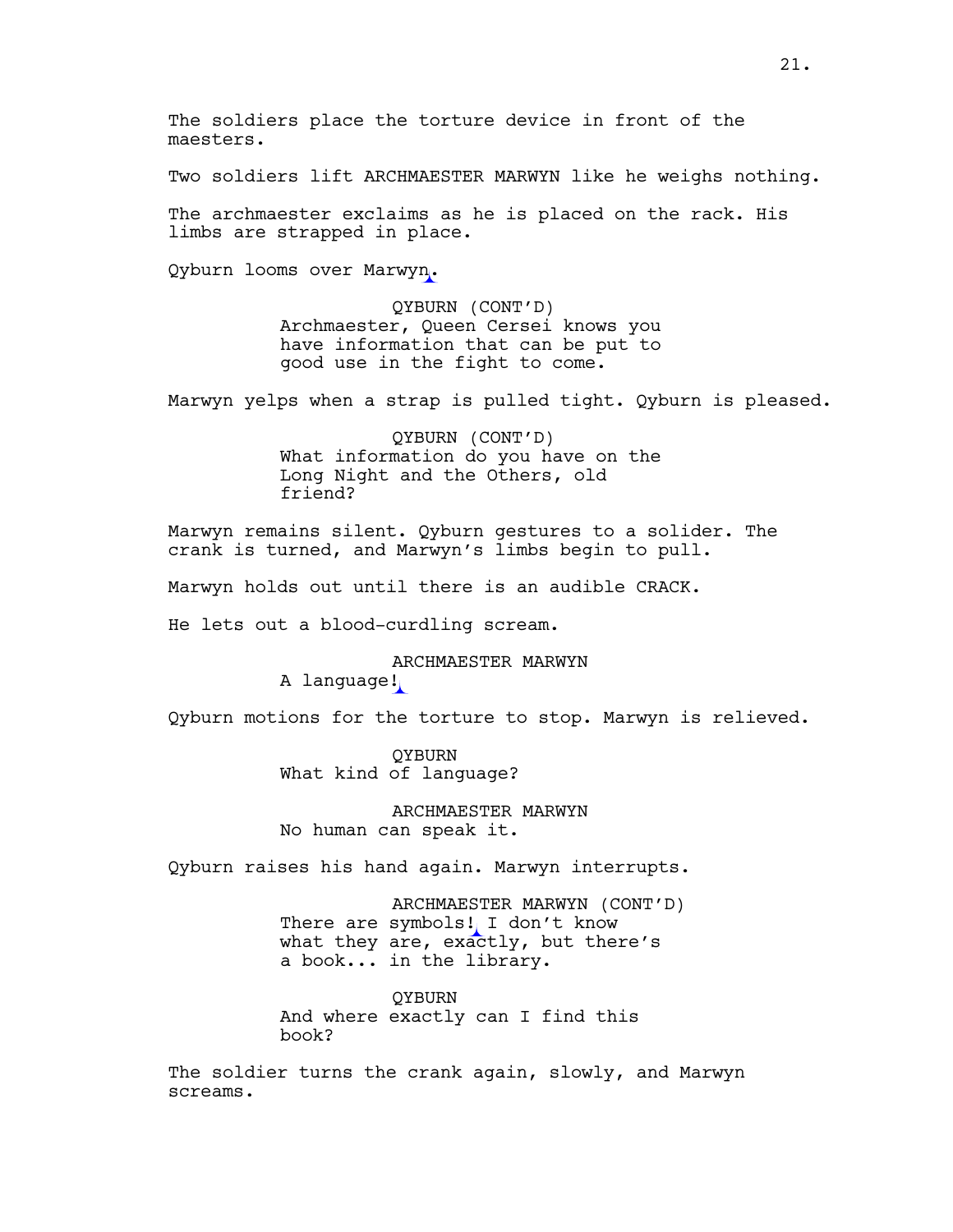The soldiers place the torture device in front of the maesters.

Two soldiers lift ARCHMAESTER MARWYN like he weighs nothing.

The archmaester exclaims as he is placed on the rack. His limbs are strapped in place.

Qyburn looms over Marwyn.

QYBURN (CONT'D)
Archmaester, Queen Cersei knows you have information that can be put to good use in the fight to come.

Marwyn yelps when a strap is pulled tight. Qyburn is pleased.

QYBURN (CONT'D)
What information do you have on the Long Night and the Others, old friend?

Marwyn remains silent. Qyburn gestures to a solider. The crank is turned, and Marwyn's limbs begin to pull.

Marwyn holds out until there is an audible CRACK.

He lets out a blood-curdling scream.

ARCHMAESTER MARWYN
A language!

Qyburn motions for the torture to stop. Marwyn is relieved.

QYBURN
What kind of language?

ARCHMAESTER MARWYN
No human can speak it.

Qyburn raises his hand again. Marwyn interrupts.

ARCHMAESTER MARWYN (CONT'D)
There are symbols! I don't know what they are, exactly, but there's a book... in the library.

QYBURN
And where exactly can I find this book?

The soldier turns the crank again, slowly, and Marwyn screams.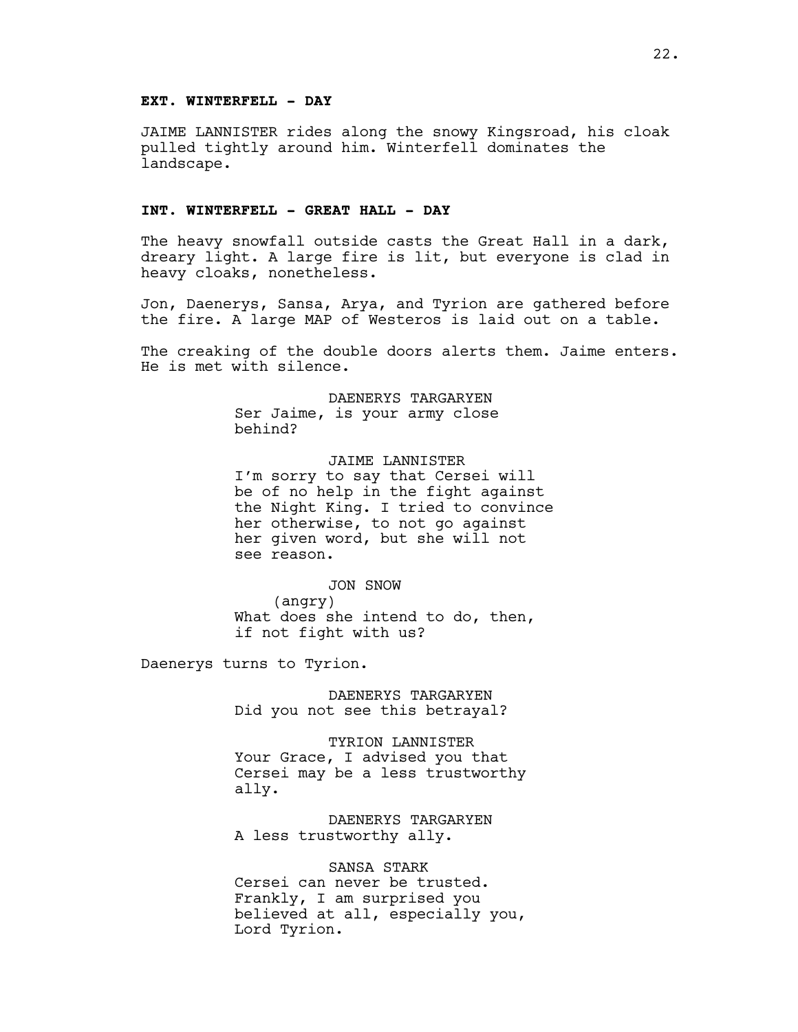**EXT. WINTERFELL - DAY**

JAIME LANNISTER rides along the snowy Kingsroad, his cloak pulled tightly around him. Winterfell dominates the landscape.

**INT. WINTERFELL - GREAT HALL - DAY**

The heavy snowfall outside casts the Great Hall in a dark, dreary light. A large fire is lit, but everyone is clad in heavy cloaks, nonetheless.

Jon, Daenerys, Sansa, Arya, and Tyrion are gathered before the fire. A large MAP of Westeros is laid out on a table.

The creaking of the double doors alerts them. Jaime enters. He is met with silence.

DAENERYS TARGARYEN
Ser Jaime, is your army close behind?

JAIME LANNISTER
I'm sorry to say that Cersei will be of no help in the fight against the Night King. I tried to convince her otherwise, to not go against her given word, but she will not see reason.

JON SNOW
(angry)
What does she intend to do, then, if not fight with us?

Daenerys turns to Tyrion.

DAENERYS TARGARYEN
Did you not see this betrayal?

TYRION LANNISTER
Your Grace, I advised you that Cersei may be a less trustworthy ally.

DAENERYS TARGARYEN
A less trustworthy ally.

SANSA STARK
Cersei can never be trusted. Frankly, I am surprised you believed at all, especially you, Lord Tyrion.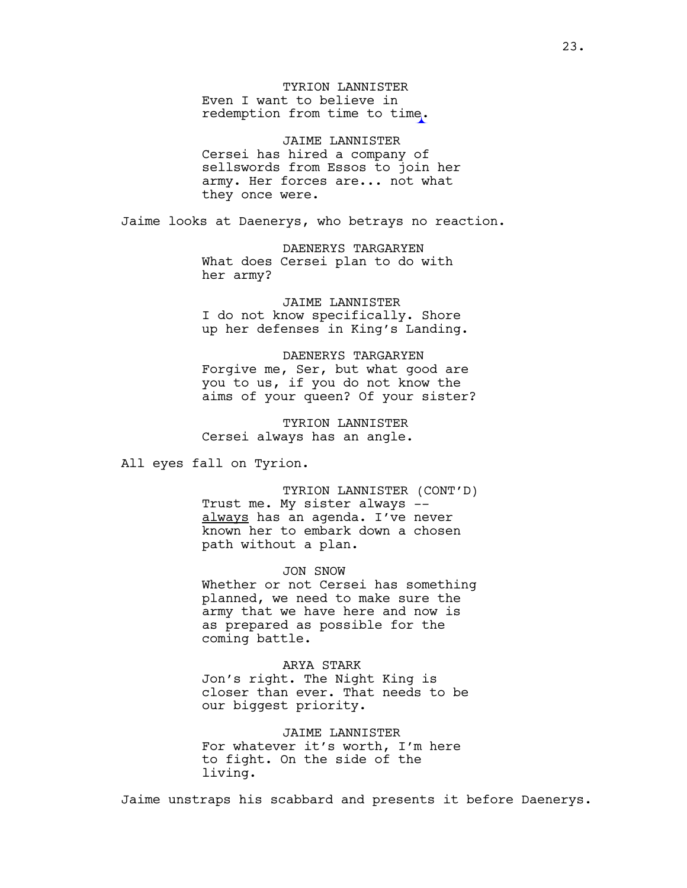TYRION LANNISTER
Even I want to believe in redemption from time to time.

JAIME LANNISTER
Cersei has hired a company of sellswords from Essos to join her army. Her forces are... not what they once were.

Jaime looks at Daenerys, who betrays no reaction.

DAENERYS TARGARYEN
What does Cersei plan to do with her army?

JAIME LANNISTER
I do not know specifically. Shore up her defenses in King's Landing.

DAENERYS TARGARYEN
Forgive me, Ser, but what good are you to us, if you do not know the aims of your queen? Of your sister?

TYRION LANNISTER
Cersei always has an angle.

All eyes fall on Tyrion.

TYRION LANNISTER (CONT'D)
Trust me. My sister always -- <u>always</u> has an agenda. I've never known her to embark down a chosen path without a plan.

JON SNOW
Whether or not Cersei has something planned, we need to make sure the army that we have here and now is as prepared as possible for the coming battle.

ARYA STARK
Jon's right. The Night King is closer than ever. That needs to be our biggest priority.

JAIME LANNISTER
For whatever it's worth, I'm here to fight. On the side of the living.

Jaime unstraps his scabbard and presents it before Daenerys.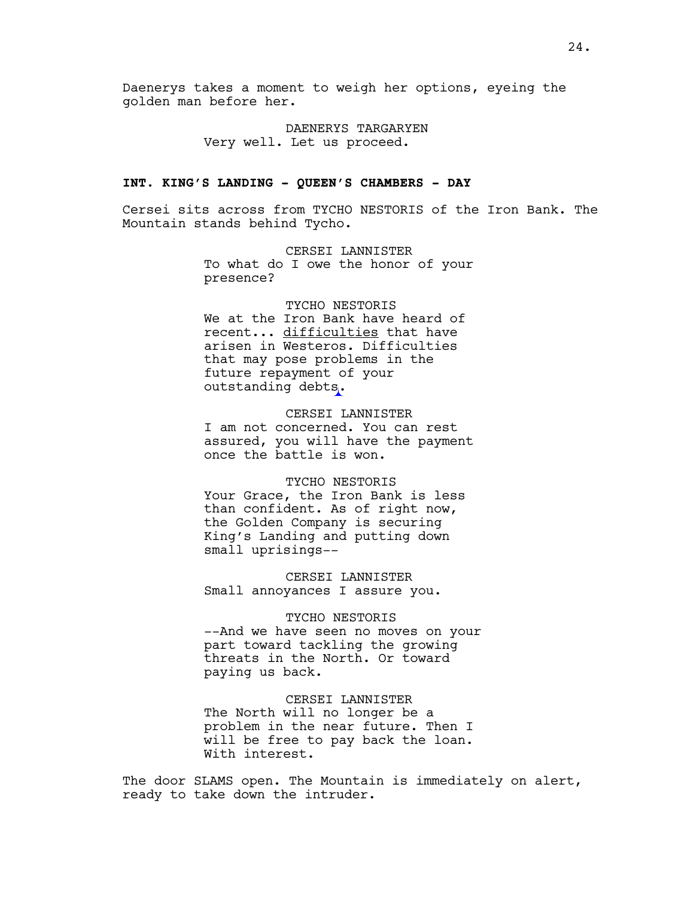Daenerys takes a moment to weigh her options, eyeing the golden man before her.

DAENERYS TARGARYEN
Very well. Let us proceed.

**INT. KING'S LANDING - QUEEN'S CHAMBERS - DAY**

Cersei sits across from TYCHO NESTORIS of the Iron Bank. The Mountain stands behind Tycho.

CERSEI LANNISTER
To what do I owe the honor of your presence?

TYCHO NESTORIS
We at the Iron Bank have heard of recent... <u>difficulties</u> that have arisen in Westeros. Difficulties that may pose problems in the future repayment of your outstanding debts.

CERSEI LANNISTER
I am not concerned. You can rest assured, you will have the payment once the battle is won.

TYCHO NESTORIS
Your Grace, the Iron Bank is less than confident. As of right now, the Golden Company is securing King's Landing and putting down small uprisings--

CERSEI LANNISTER
Small annoyances I assure you.

TYCHO NESTORIS
--And we have seen no moves on your part toward tackling the growing threats in the North. Or toward paying us back.

CERSEI LANNISTER
The North will no longer be a problem in the near future. Then I will be free to pay back the loan. With interest.

The door SLAMS open. The Mountain is immediately on alert, ready to take down the intruder.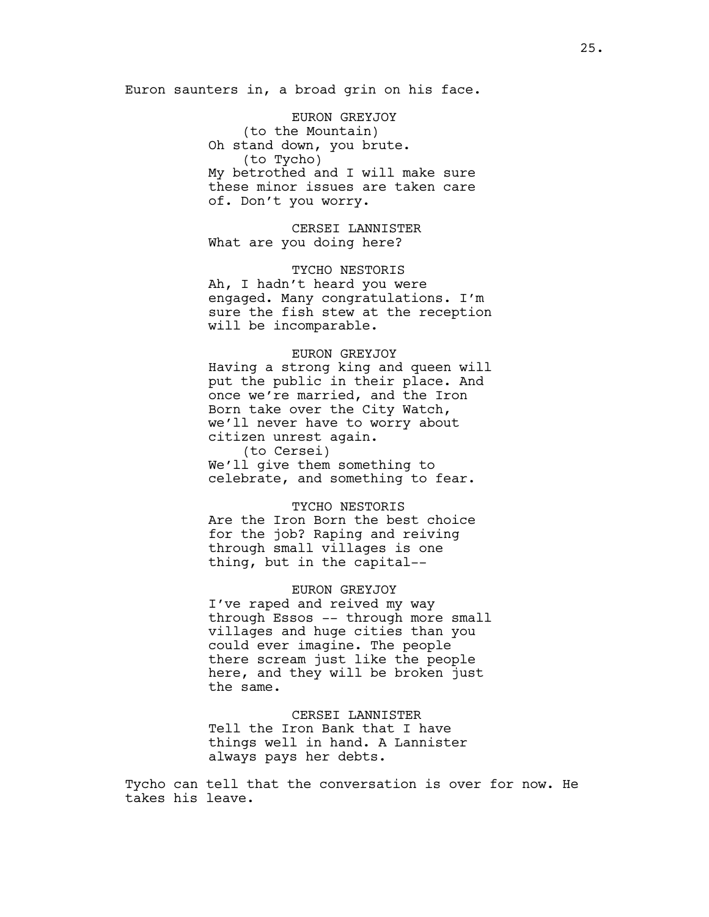Euron saunters in, a broad grin on his face.

EURON GREYJOY
(to the Mountain)
Oh stand down, you brute.
(to Tycho)
My betrothed and I will make sure these minor issues are taken care of. Don't you worry.

CERSEI LANNISTER
What are you doing here?

TYCHO NESTORIS
Ah, I hadn't heard you were engaged. Many congratulations. I'm sure the fish stew at the reception will be incomparable.

EURON GREYJOY
Having a strong king and queen will put the public in their place. And once we're married, and the Iron Born take over the City Watch, we'll never have to worry about citizen unrest again.
(to Cersei)
We'll give them something to celebrate, and something to fear.

TYCHO NESTORIS
Are the Iron Born the best choice for the job? Raping and reiving through small villages is one thing, but in the capital--

EURON GREYJOY
I've raped and reived my way through Essos -- through more small villages and huge cities than you could ever imagine. The people there scream just like the people here, and they will be broken just the same.

CERSEI LANNISTER
Tell the Iron Bank that I have things well in hand. A Lannister always pays her debts.

Tycho can tell that the conversation is over for now. He takes his leave.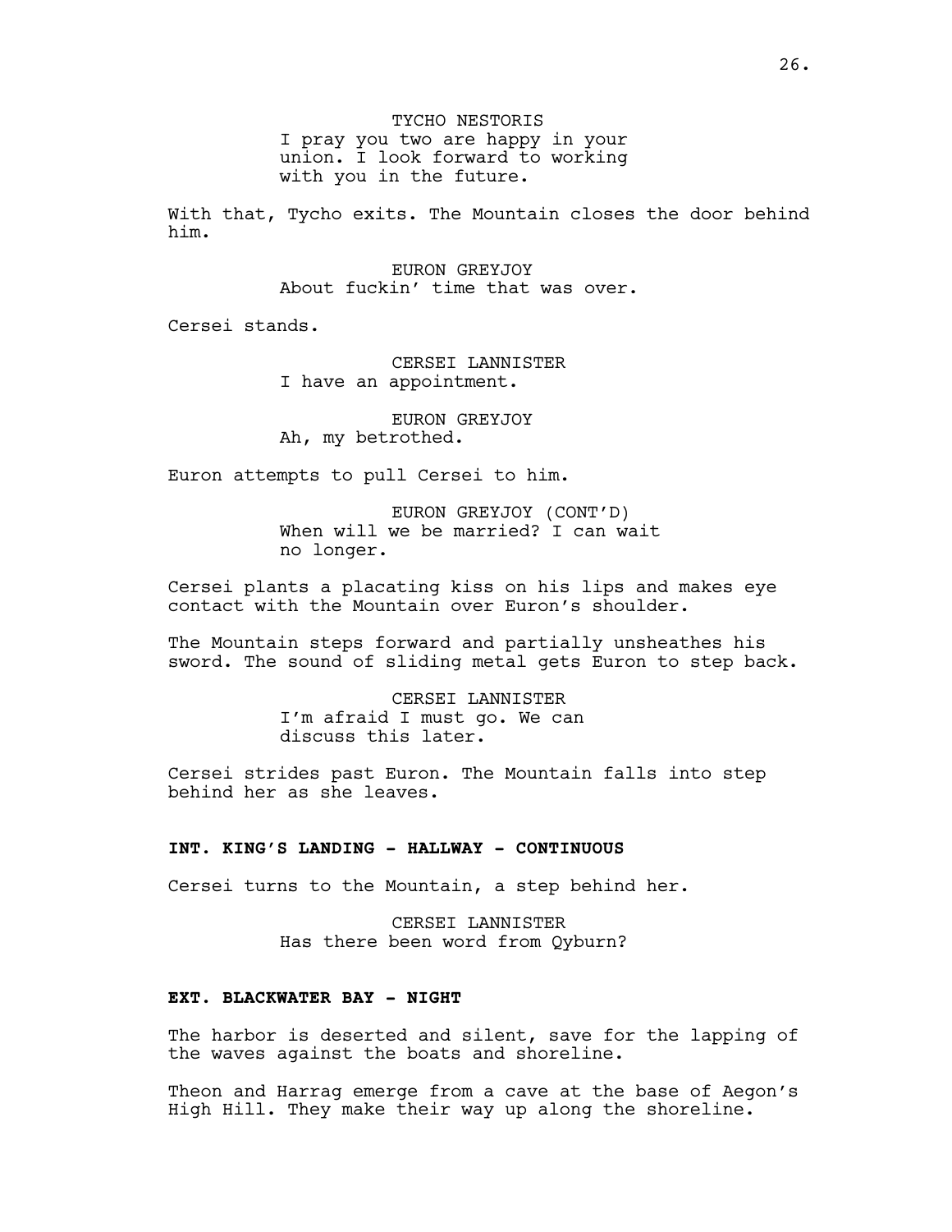TYCHO NESTORIS
I pray you two are happy in your union. I look forward to working with you in the future.

With that, Tycho exits. The Mountain closes the door behind him.

EURON GREYJOY
About fuckin' time that was over.

Cersei stands.

CERSEI LANNISTER
I have an appointment.

EURON GREYJOY
Ah, my betrothed.

Euron attempts to pull Cersei to him.

EURON GREYJOY (CONT'D)
When will we be married? I can wait no longer.

Cersei plants a placating kiss on his lips and makes eye contact with the Mountain over Euron's shoulder.

The Mountain steps forward and partially unsheathes his sword. The sound of sliding metal gets Euron to step back.

CERSEI LANNISTER
I'm afraid I must go. We can discuss this later.

Cersei strides past Euron. The Mountain falls into step behind her as she leaves.

**INT. KING'S LANDING - HALLWAY - CONTINUOUS**

Cersei turns to the Mountain, a step behind her.

CERSEI LANNISTER
Has there been word from Qyburn?

**EXT. BLACKWATER BAY - NIGHT**

The harbor is deserted and silent, save for the lapping of the waves against the boats and shoreline.

Theon and Harrag emerge from a cave at the base of Aegon's High Hill. They make their way up along the shoreline.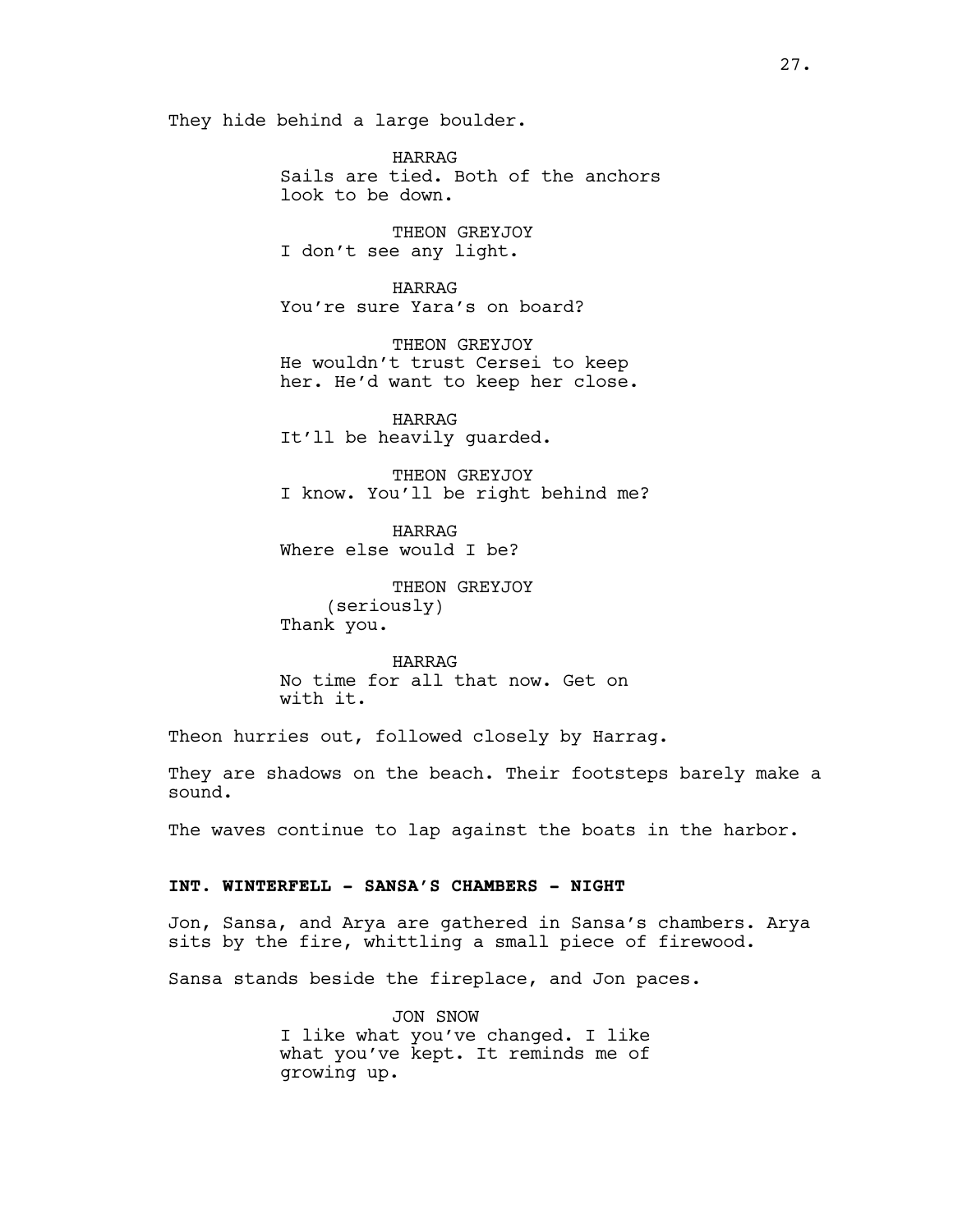They hide behind a large boulder.

HARRAG
Sails are tied. Both of the anchors look to be down.

THEON GREYJOY
I don't see any light.

HARRAG
You're sure Yara's on board?

THEON GREYJOY
He wouldn't trust Cersei to keep her. He'd want to keep her close.

HARRAG
It'll be heavily guarded.

THEON GREYJOY
I know. You'll be right behind me?

HARRAG
Where else would I be?

THEON GREYJOY
(seriously)
Thank you.

HARRAG
No time for all that now. Get on with it.

Theon hurries out, followed closely by Harrag.

They are shadows on the beach. Their footsteps barely make a sound.

The waves continue to lap against the boats in the harbor.

**INT. WINTERFELL - SANSA'S CHAMBERS - NIGHT**

Jon, Sansa, and Arya are gathered in Sansa's chambers. Arya sits by the fire, whittling a small piece of firewood.

Sansa stands beside the fireplace, and Jon paces.

JON SNOW
I like what you've changed. I like what you've kept. It reminds me of growing up.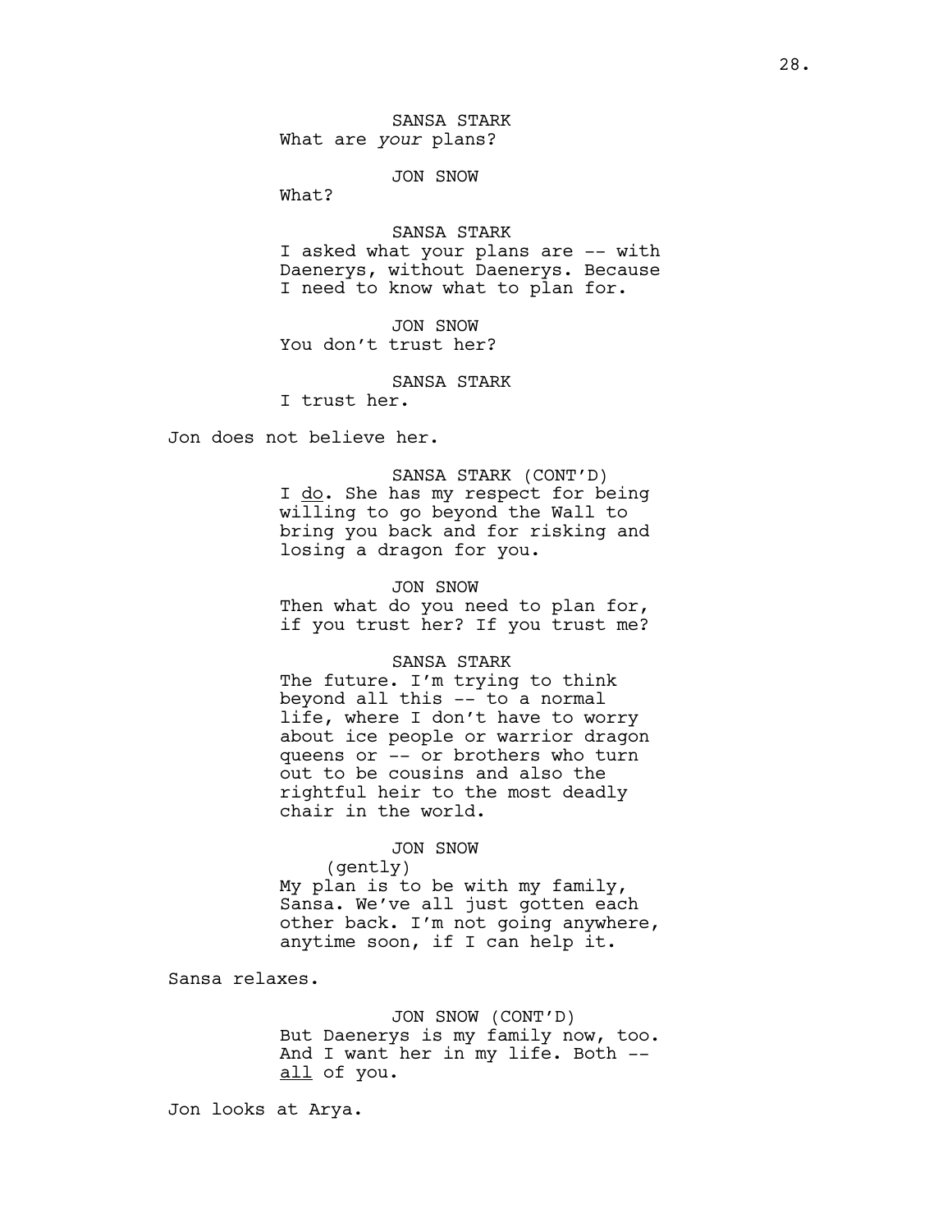SANSA STARK
What are *your* plans?

JON SNOW
What?

SANSA STARK
I asked what your plans are -- with Daenerys, without Daenerys. Because I need to know what to plan for.

JON SNOW
You don't trust her?

SANSA STARK
I trust her.

Jon does not believe her.

SANSA STARK (CONT'D)
I <u>do</u>. She has my respect for being willing to go beyond the Wall to bring you back and for risking and losing a dragon for you.

JON SNOW
Then what do you need to plan for, if you trust her? If you trust me?

SANSA STARK
The future. I'm trying to think beyond all this -- to a normal life, where I don't have to worry about ice people or warrior dragon queens or -- or brothers who turn out to be cousins and also the rightful heir to the most deadly chair in the world.

JON SNOW
(gently)
My plan is to be with my family, Sansa. We've all just gotten each other back. I'm not going anywhere, anytime soon, if I can help it.

Sansa relaxes.

JON SNOW (CONT'D)
But Daenerys is my family now, too. And I want her in my life. Both -- <u>all</u> of you.

Jon looks at Arya.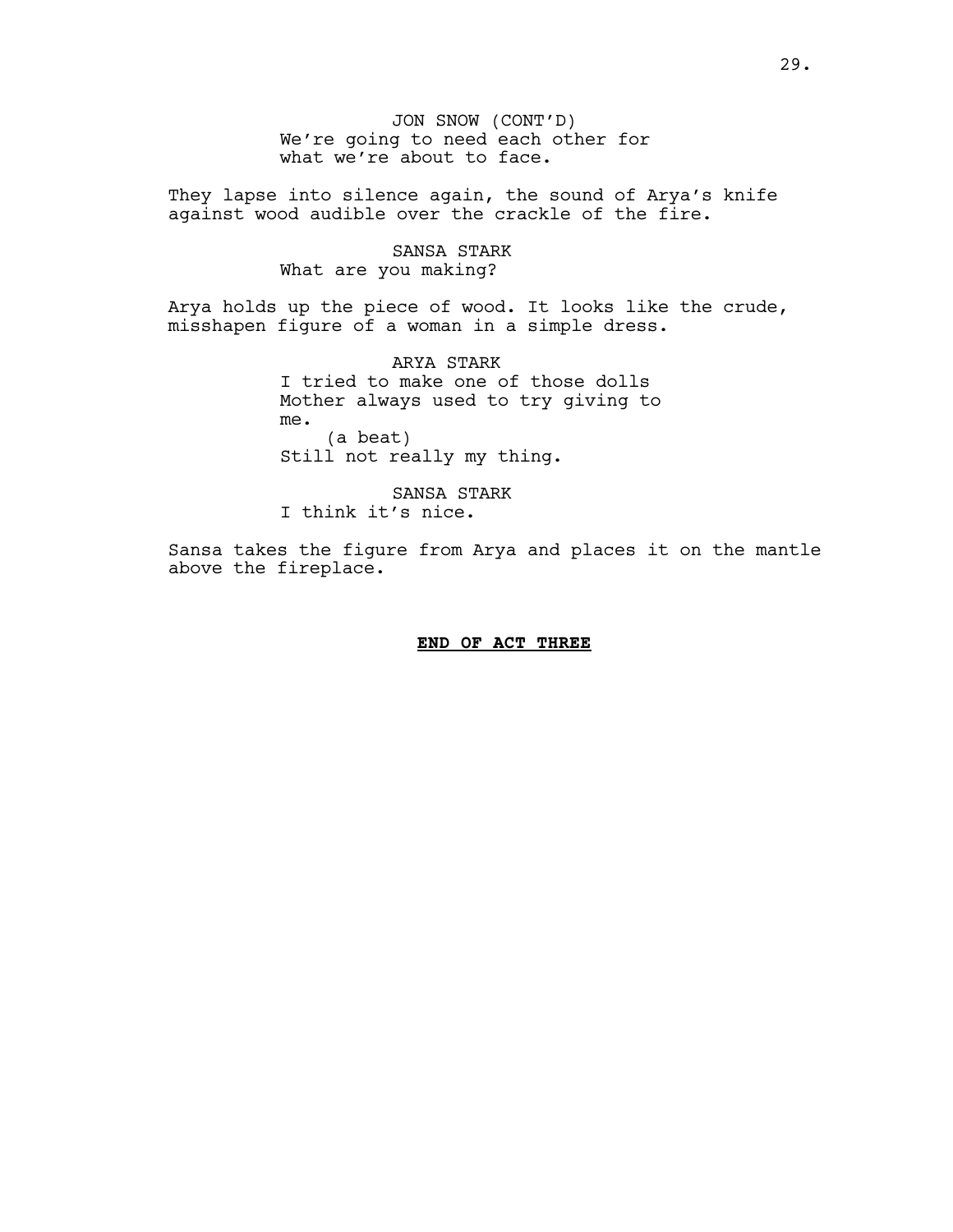JON SNOW (CONT'D)
We're going to need each other for what we're about to face.

They lapse into silence again, the sound of Arya's knife against wood audible over the crackle of the fire.

SANSA STARK
What are you making?

Arya holds up the piece of wood. It looks like the crude, misshapen figure of a woman in a simple dress.

ARYA STARK
I tried to make one of those dolls Mother always used to try giving to me.
(a beat)
Still not really my thing.

SANSA STARK
I think it's nice.

Sansa takes the figure from Arya and places it on the mantle above the fireplace.

**END OF ACT THREE**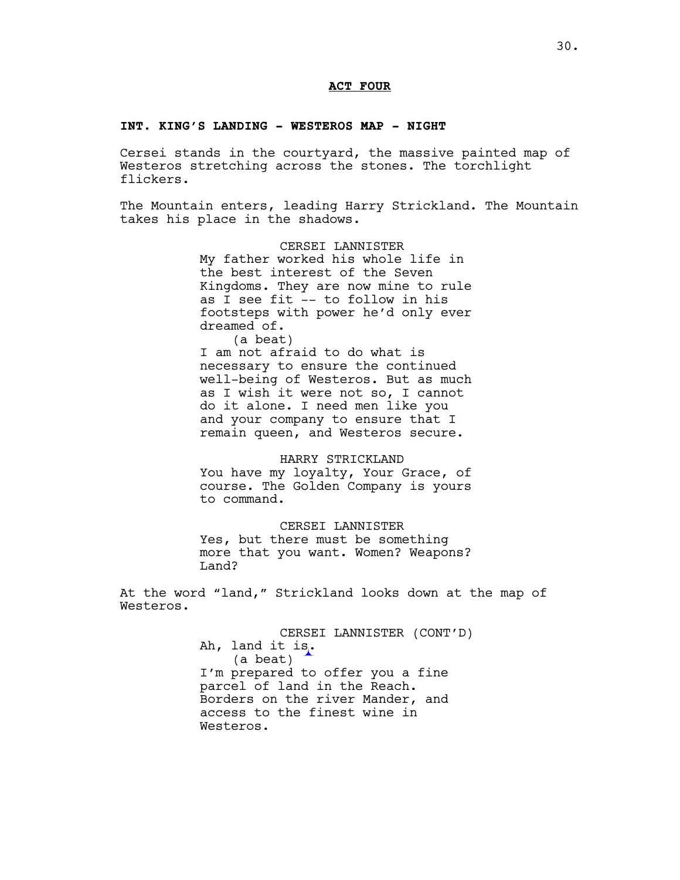**ACT FOUR**

**INT. KING'S LANDING - WESTEROS MAP - NIGHT**

Cersei stands in the courtyard, the massive painted map of Westeros stretching across the stones. The torchlight flickers.

The Mountain enters, leading Harry Strickland. The Mountain takes his place in the shadows.

CERSEI LANNISTER

My father worked his whole life in the best interest of the Seven Kingdoms. They are now mine to rule as I see fit -- to follow in his footsteps with power he'd only ever dreamed of.

(a beat)

I am not afraid to do what is necessary to ensure the continued well-being of Westeros. But as much as I wish it were not so, I cannot do it alone. I need men like you and your company to ensure that I remain queen, and Westeros secure.

HARRY STRICKLAND

You have my loyalty, Your Grace, of course. The Golden Company is yours to command.

CERSEI LANNISTER

Yes, but there must be something more that you want. Women? Weapons? Land?

At the word "land," Strickland looks down at the map of Westeros.

CERSEI LANNISTER (CONT'D)

Ah, land it is.

(a beat)

I'm prepared to offer you a fine parcel of land in the Reach. Borders on the river Mander, and access to the finest wine in Westeros.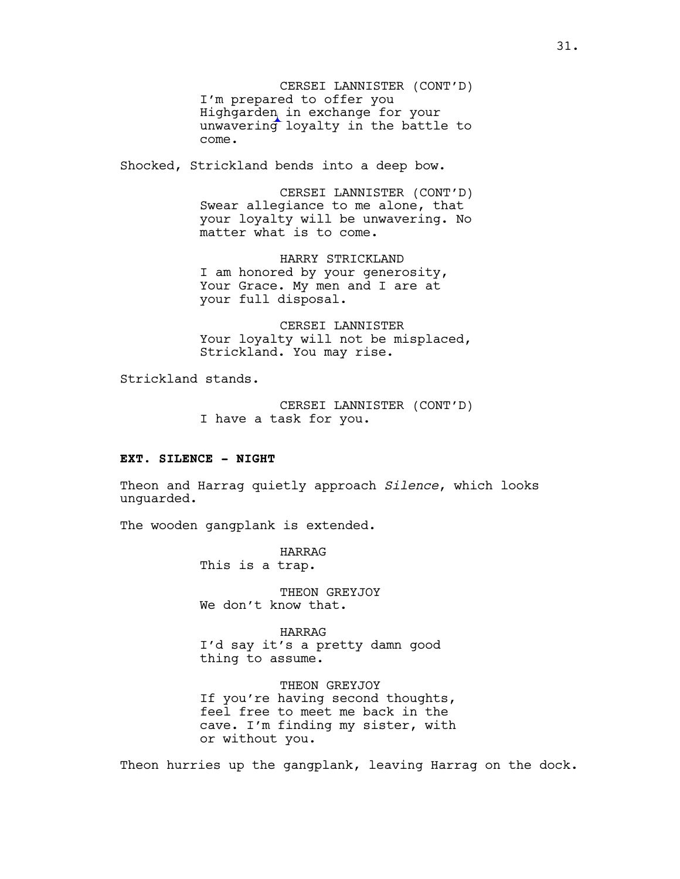CERSEI LANNISTER (CONT'D)
I'm prepared to offer you Highgarden in exchange for your unwavering loyalty in the battle to come.

Shocked, Strickland bends into a deep bow.

CERSEI LANNISTER (CONT'D)
Swear allegiance to me alone, that your loyalty will be unwavering. No matter what is to come.

HARRY STRICKLAND
I am honored by your generosity, Your Grace. My men and I are at your full disposal.

CERSEI LANNISTER
Your loyalty will not be misplaced, Strickland. You may rise.

Strickland stands.

CERSEI LANNISTER (CONT'D)
I have a task for you.

**EXT. SILENCE - NIGHT**

Theon and Harrag quietly approach *Silence*, which looks unguarded.

The wooden gangplank is extended.

HARRAG
This is a trap.

THEON GREYJOY
We don't know that.

HARRAG
I'd say it's a pretty damn good thing to assume.

THEON GREYJOY
If you're having second thoughts, feel free to meet me back in the cave. I'm finding my sister, with or without you.

Theon hurries up the gangplank, leaving Harrag on the dock.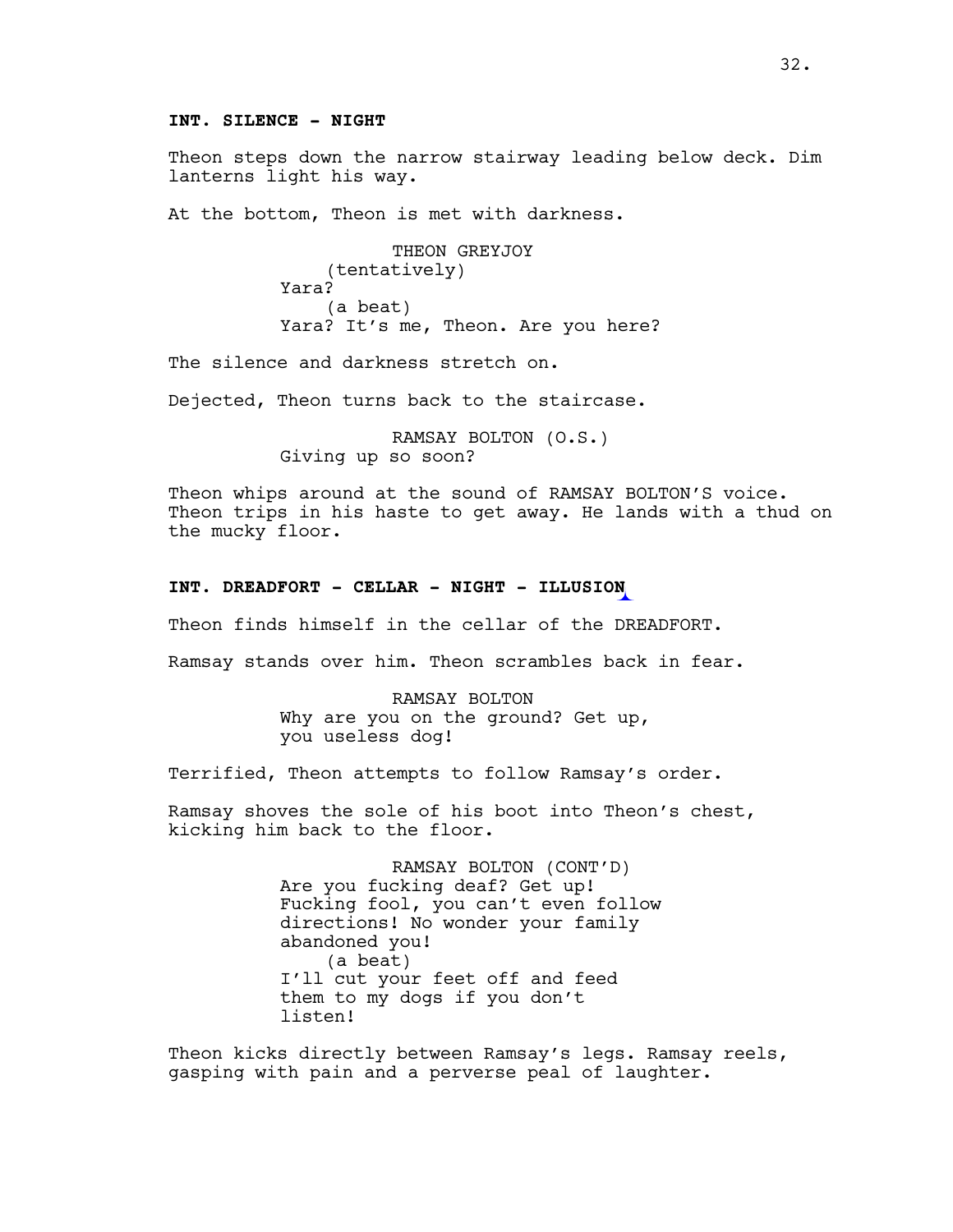**INT. SILENCE - NIGHT**

Theon steps down the narrow stairway leading below deck. Dim lanterns light his way.

At the bottom, Theon is met with darkness.

THEON GREYJOY
(tentatively)
Yara?
(a beat)
Yara? It's me, Theon. Are you here?

The silence and darkness stretch on.

Dejected, Theon turns back to the staircase.

RAMSAY BOLTON (O.S.)
Giving up so soon?

Theon whips around at the sound of RAMSAY BOLTON'S voice. Theon trips in his haste to get away. He lands with a thud on the mucky floor.

**INT. DREADFORT - CELLAR - NIGHT - ILLUSION**

Theon finds himself in the cellar of the DREADFORT.

Ramsay stands over him. Theon scrambles back in fear.

RAMSAY BOLTON
Why are you on the ground? Get up, you useless dog!

Terrified, Theon attempts to follow Ramsay's order.

Ramsay shoves the sole of his boot into Theon's chest, kicking him back to the floor.

RAMSAY BOLTON (CONT'D)
Are you fucking deaf? Get up! Fucking fool, you can't even follow directions! No wonder your family abandoned you!
(a beat)
I'll cut your feet off and feed them to my dogs if you don't listen!

Theon kicks directly between Ramsay's legs. Ramsay reels, gasping with pain and a perverse peal of laughter.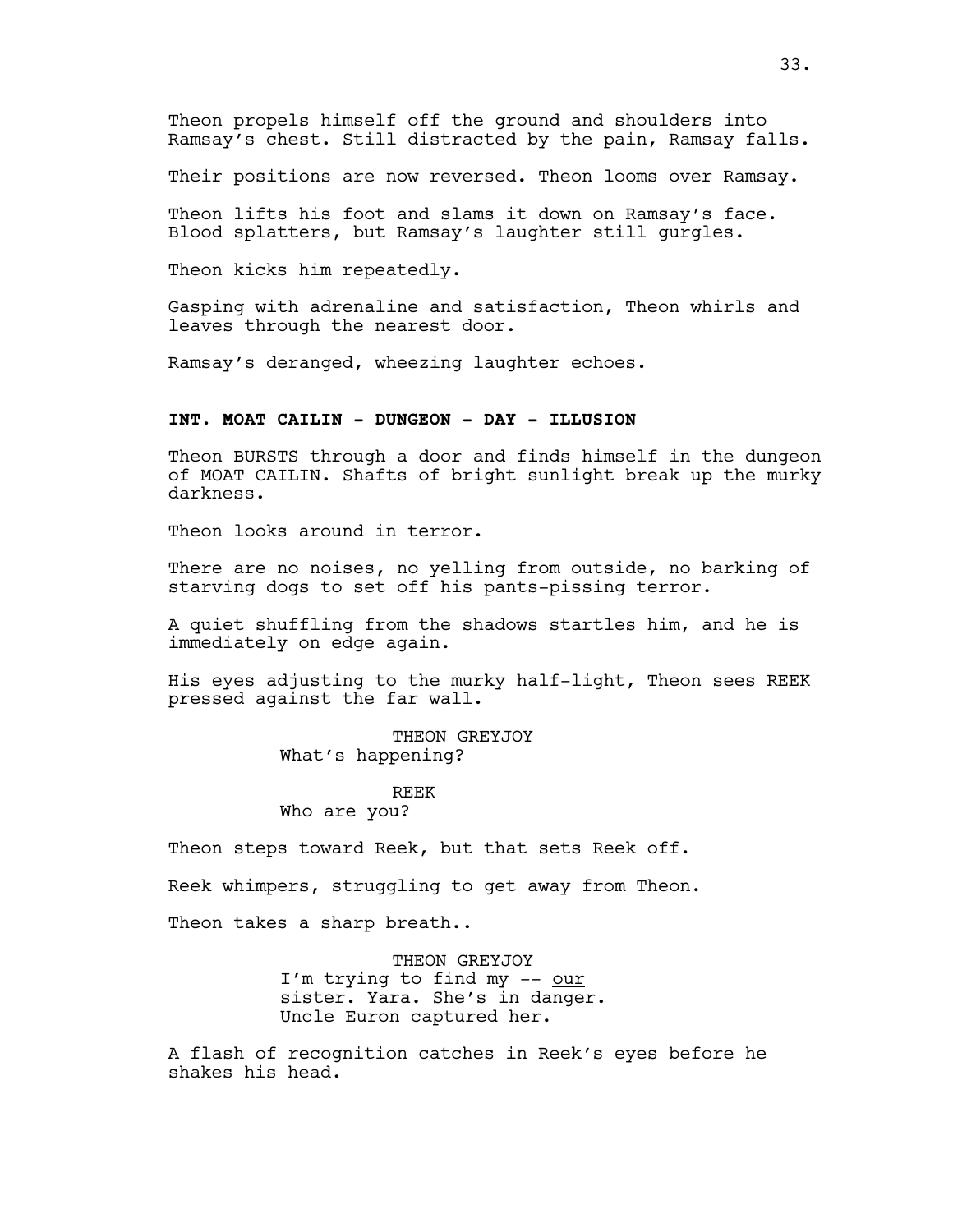Theon propels himself off the ground and shoulders into Ramsay's chest. Still distracted by the pain, Ramsay falls.

Their positions are now reversed. Theon looms over Ramsay.

Theon lifts his foot and slams it down on Ramsay's face. Blood splatters, but Ramsay's laughter still gurgles.

Theon kicks him repeatedly.

Gasping with adrenaline and satisfaction, Theon whirls and leaves through the nearest door.

Ramsay's deranged, wheezing laughter echoes.

**INT. MOAT CAILIN - DUNGEON - DAY - ILLUSION**

Theon BURSTS through a door and finds himself in the dungeon of MOAT CAILIN. Shafts of bright sunlight break up the murky darkness.

Theon looks around in terror.

There are no noises, no yelling from outside, no barking of starving dogs to set off his pants-pissing terror.

A quiet shuffling from the shadows startles him, and he is immediately on edge again.

His eyes adjusting to the murky half-light, Theon sees REEK pressed against the far wall.

THEON GREYJOY
What's happening?

REEK
Who are you?

Theon steps toward Reek, but that sets Reek off.

Reek whimpers, struggling to get away from Theon.

Theon takes a sharp breath..

THEON GREYJOY
I'm trying to find my -- <u>our</u> sister. Yara. She's in danger. Uncle Euron captured her.

A flash of recognition catches in Reek's eyes before he shakes his head.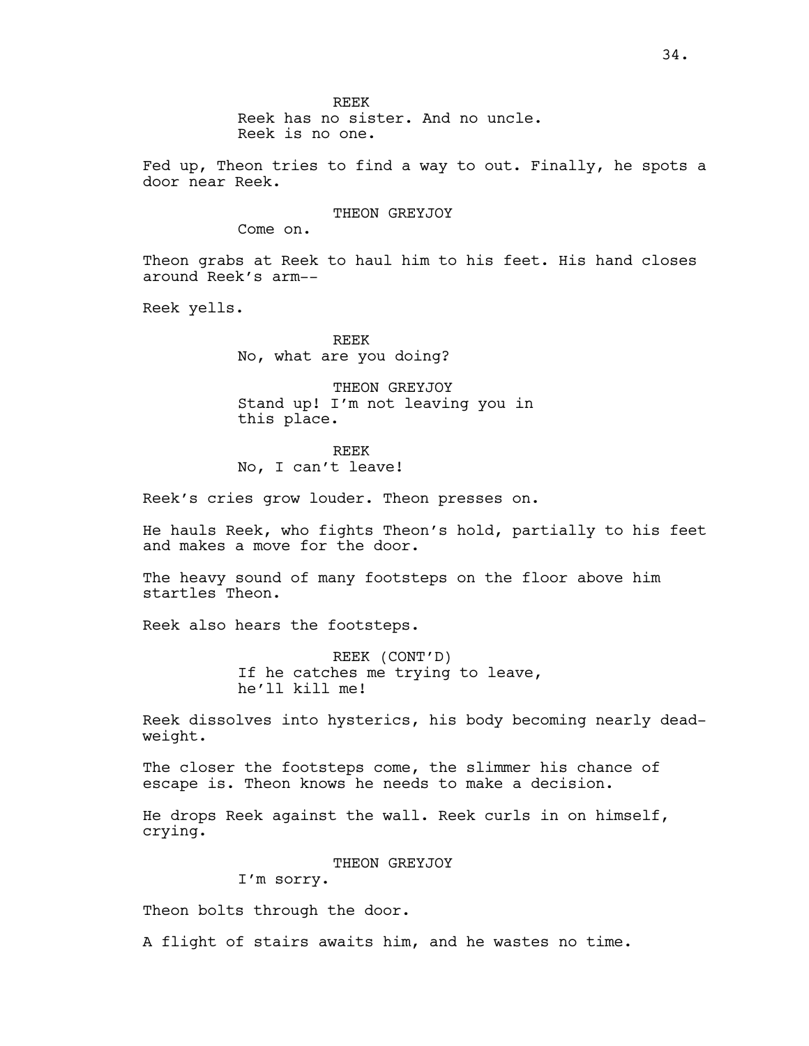REEK
Reek has no sister. And no uncle.
Reek is no one.

Fed up, Theon tries to find a way to out. Finally, he spots a door near Reek.

THEON GREYJOY
Come on.

Theon grabs at Reek to haul him to his feet. His hand closes around Reek's arm--

Reek yells.

REEK
No, what are you doing?

THEON GREYJOY
Stand up! I'm not leaving you in this place.

REEK
No, I can't leave!

Reek's cries grow louder. Theon presses on.

He hauls Reek, who fights Theon's hold, partially to his feet and makes a move for the door.

The heavy sound of many footsteps on the floor above him startles Theon.

Reek also hears the footsteps.

REEK (CONT'D)
If he catches me trying to leave, he'll kill me!

Reek dissolves into hysterics, his body becoming nearly dead-weight.

The closer the footsteps come, the slimmer his chance of escape is. Theon knows he needs to make a decision.

He drops Reek against the wall. Reek curls in on himself, crying.

THEON GREYJOY
I'm sorry.

Theon bolts through the door.

A flight of stairs awaits him, and he wastes no time.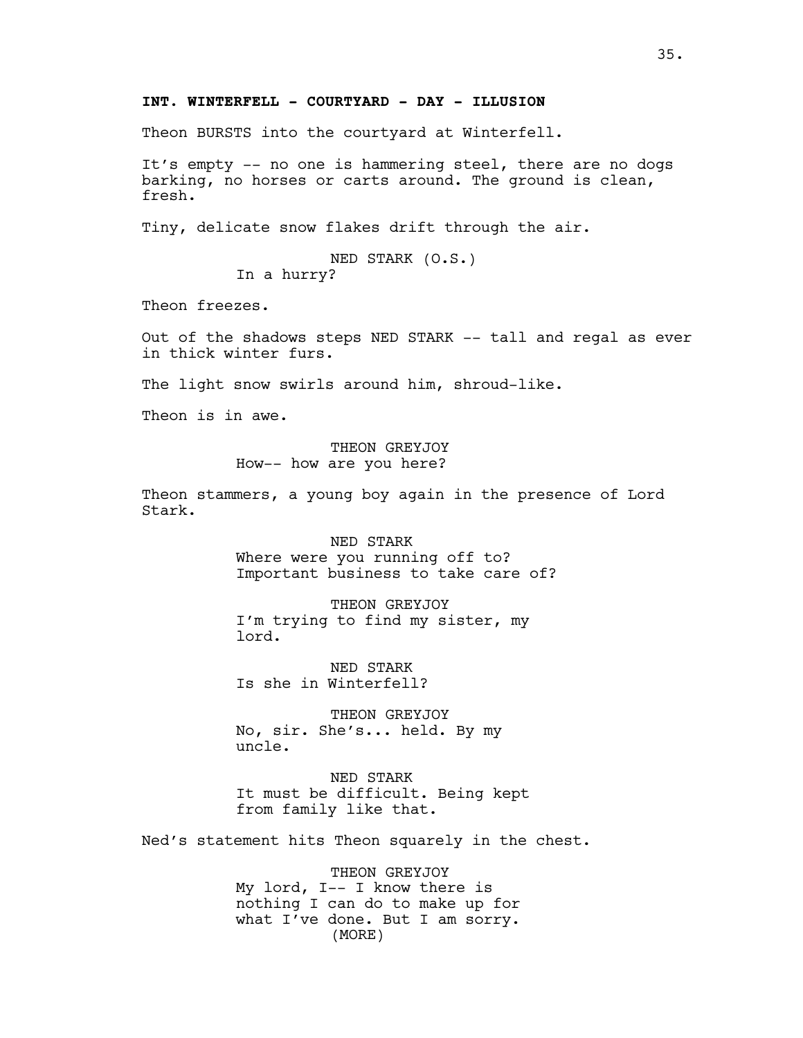**INT. WINTERFELL - COURTYARD - DAY - ILLUSION**

Theon BURSTS into the courtyard at Winterfell.

It's empty -- no one is hammering steel, there are no dogs barking, no horses or carts around. The ground is clean, fresh.

Tiny, delicate snow flakes drift through the air.

NED STARK (O.S.)
In a hurry?

Theon freezes.

Out of the shadows steps NED STARK -- tall and regal as ever in thick winter furs.

The light snow swirls around him, shroud-like.

Theon is in awe.

THEON GREYJOY
How-- how are you here?

Theon stammers, a young boy again in the presence of Lord Stark.

NED STARK
Where were you running off to? Important business to take care of?

THEON GREYJOY
I'm trying to find my sister, my lord.

NED STARK
Is she in Winterfell?

THEON GREYJOY
No, sir. She's... held. By my uncle.

NED STARK
It must be difficult. Being kept from family like that.

Ned's statement hits Theon squarely in the chest.

THEON GREYJOY
My lord, I-- I know there is nothing I can do to make up for what I've done. But I am sorry.
(MORE)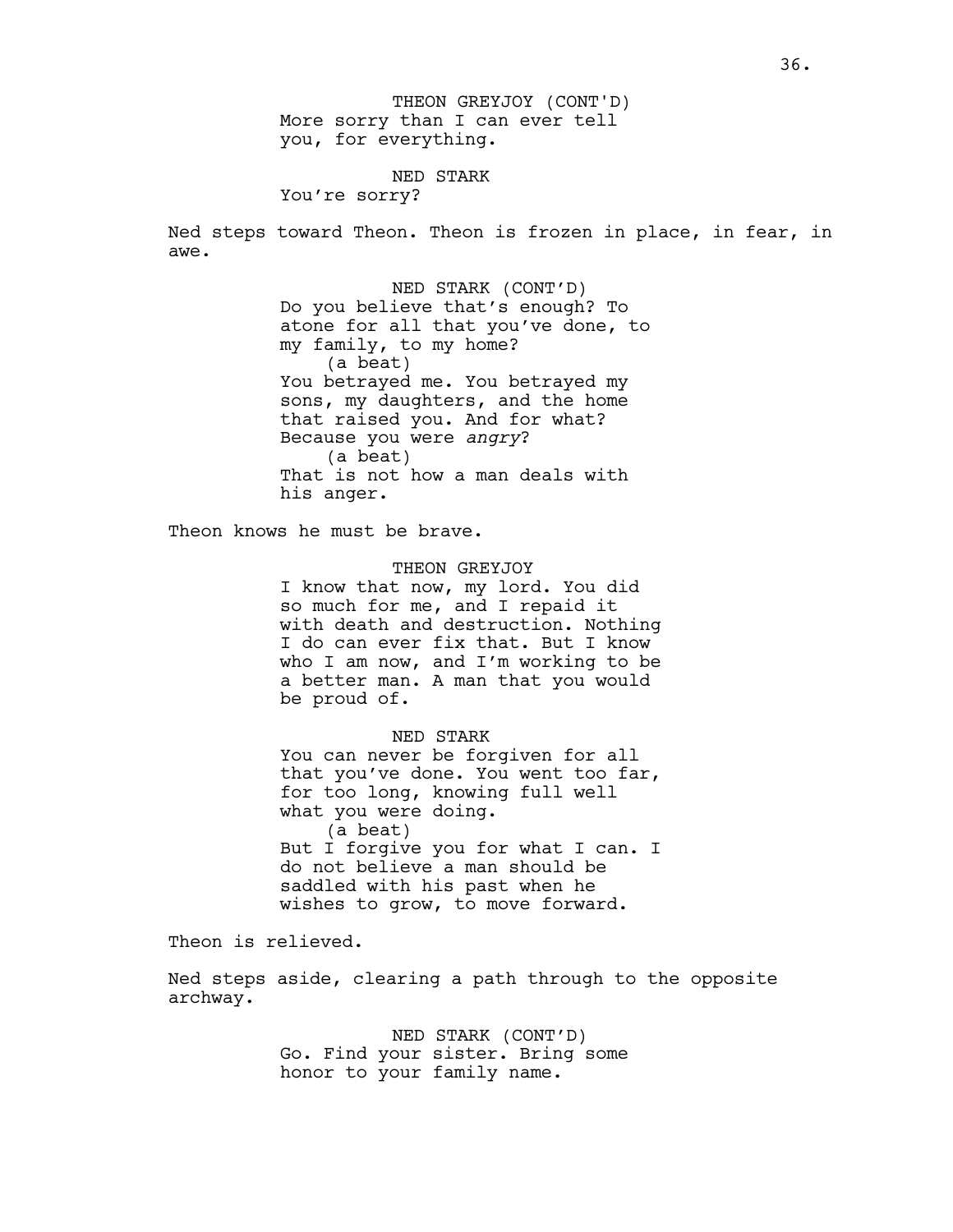THEON GREYJOY (CONT'D)
More sorry than I can ever tell you, for everything.

NED STARK
You're sorry?

Ned steps toward Theon. Theon is frozen in place, in fear, in awe.

NED STARK (CONT'D)
Do you believe that's enough? To atone for all that you've done, to my family, to my home?
(a beat)
You betrayed me. You betrayed my sons, my daughters, and the home that raised you. And for what? Because you were *angry*?
(a beat)
That is not how a man deals with his anger.

Theon knows he must be brave.

THEON GREYJOY
I know that now, my lord. You did so much for me, and I repaid it with death and destruction. Nothing I do can ever fix that. But I know who I am now, and I'm working to be a better man. A man that you would be proud of.

NED STARK
You can never be forgiven for all that you've done. You went too far, for too long, knowing full well what you were doing.
(a beat)
But I forgive you for what I can. I do not believe a man should be saddled with his past when he wishes to grow, to move forward.

Theon is relieved.

Ned steps aside, clearing a path through to the opposite archway.

NED STARK (CONT'D)
Go. Find your sister. Bring some honor to your family name.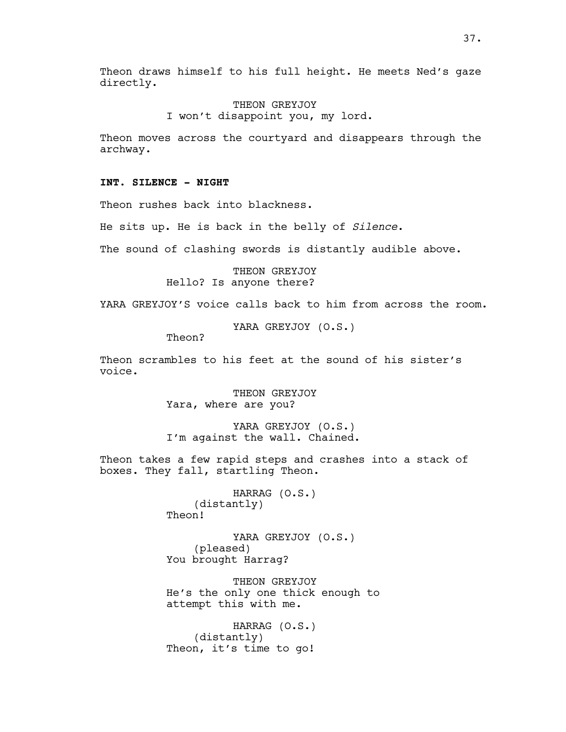Theon draws himself to his full height. He meets Ned's gaze directly.

THEON GREYJOY
I won't disappoint you, my lord.

Theon moves across the courtyard and disappears through the archway.

**INT. SILENCE - NIGHT**

Theon rushes back into blackness.

He sits up. He is back in the belly of *Silence*.

The sound of clashing swords is distantly audible above.

THEON GREYJOY
Hello? Is anyone there?

YARA GREYJOY'S voice calls back to him from across the room.

YARA GREYJOY (O.S.)
Theon?

Theon scrambles to his feet at the sound of his sister's voice.

THEON GREYJOY
Yara, where are you?

YARA GREYJOY (O.S.)
I'm against the wall. Chained.

Theon takes a few rapid steps and crashes into a stack of boxes. They fall, startling Theon.

HARRAG (O.S.)
(distantly)
Theon!

YARA GREYJOY (O.S.)
(pleased)
You brought Harrag?

THEON GREYJOY
He's the only one thick enough to attempt this with me.

HARRAG (O.S.)
(distantly)
Theon, it's time to go!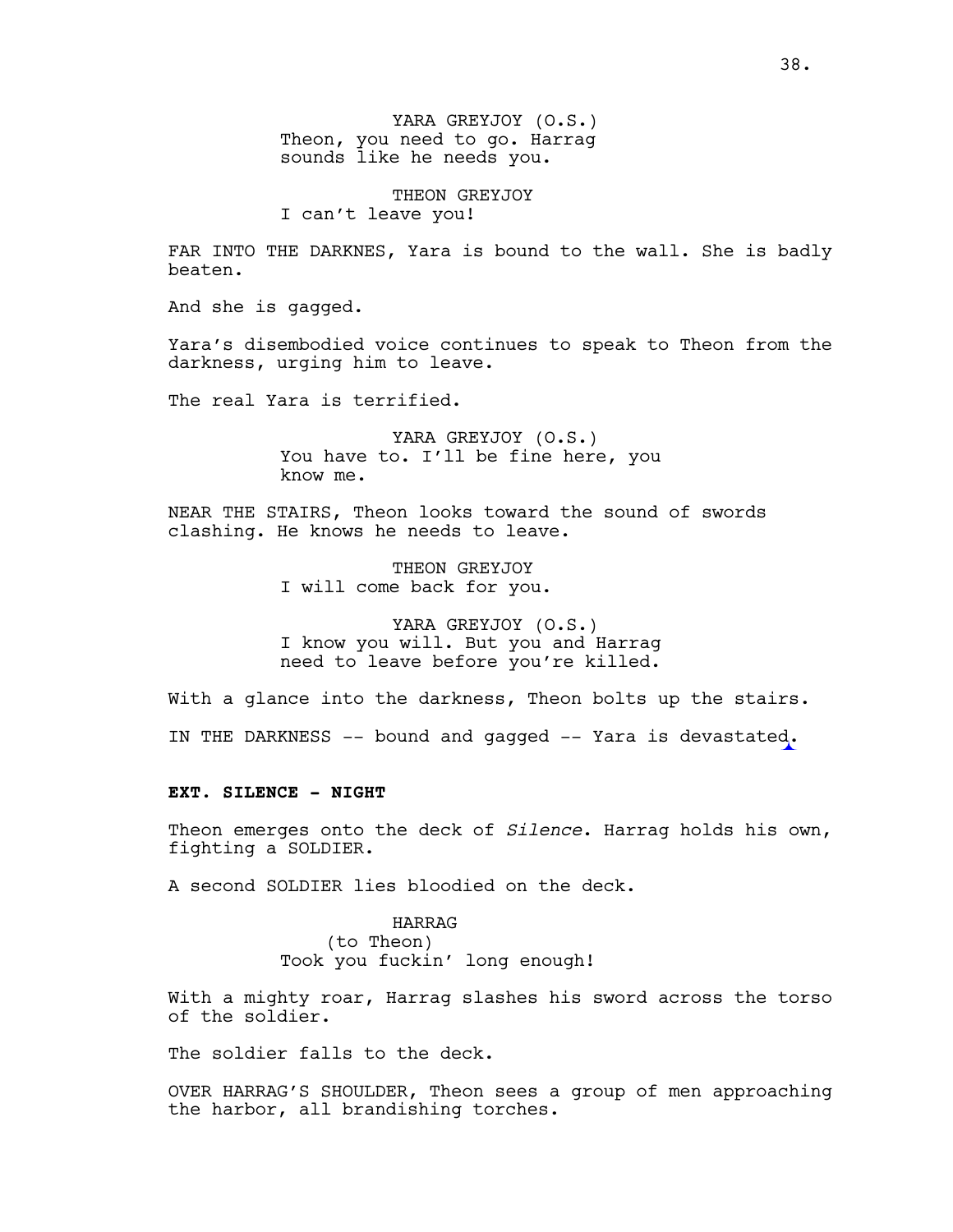YARA GREYJOY (O.S.)
Theon, you need to go. Harrag sounds like he needs you.

THEON GREYJOY
I can't leave you!

FAR INTO THE DARKNES, Yara is bound to the wall. She is badly beaten.

And she is gagged.

Yara's disembodied voice continues to speak to Theon from the darkness, urging him to leave.

The real Yara is terrified.

YARA GREYJOY (O.S.)
You have to. I'll be fine here, you know me.

NEAR THE STAIRS, Theon looks toward the sound of swords clashing. He knows he needs to leave.

THEON GREYJOY
I will come back for you.

YARA GREYJOY (O.S.)
I know you will. But you and Harrag need to leave before you're killed.

With a glance into the darkness, Theon bolts up the stairs.

IN THE DARKNESS -- bound and gagged -- Yara is devastated.

**EXT. SILENCE - NIGHT**

Theon emerges onto the deck of *Silence*. Harrag holds his own, fighting a SOLDIER.

A second SOLDIER lies bloodied on the deck.

HARRAG
(to Theon)
Took you fuckin' long enough!

With a mighty roar, Harrag slashes his sword across the torso of the soldier.

The soldier falls to the deck.

OVER HARRAG'S SHOULDER, Theon sees a group of men approaching the harbor, all brandishing torches.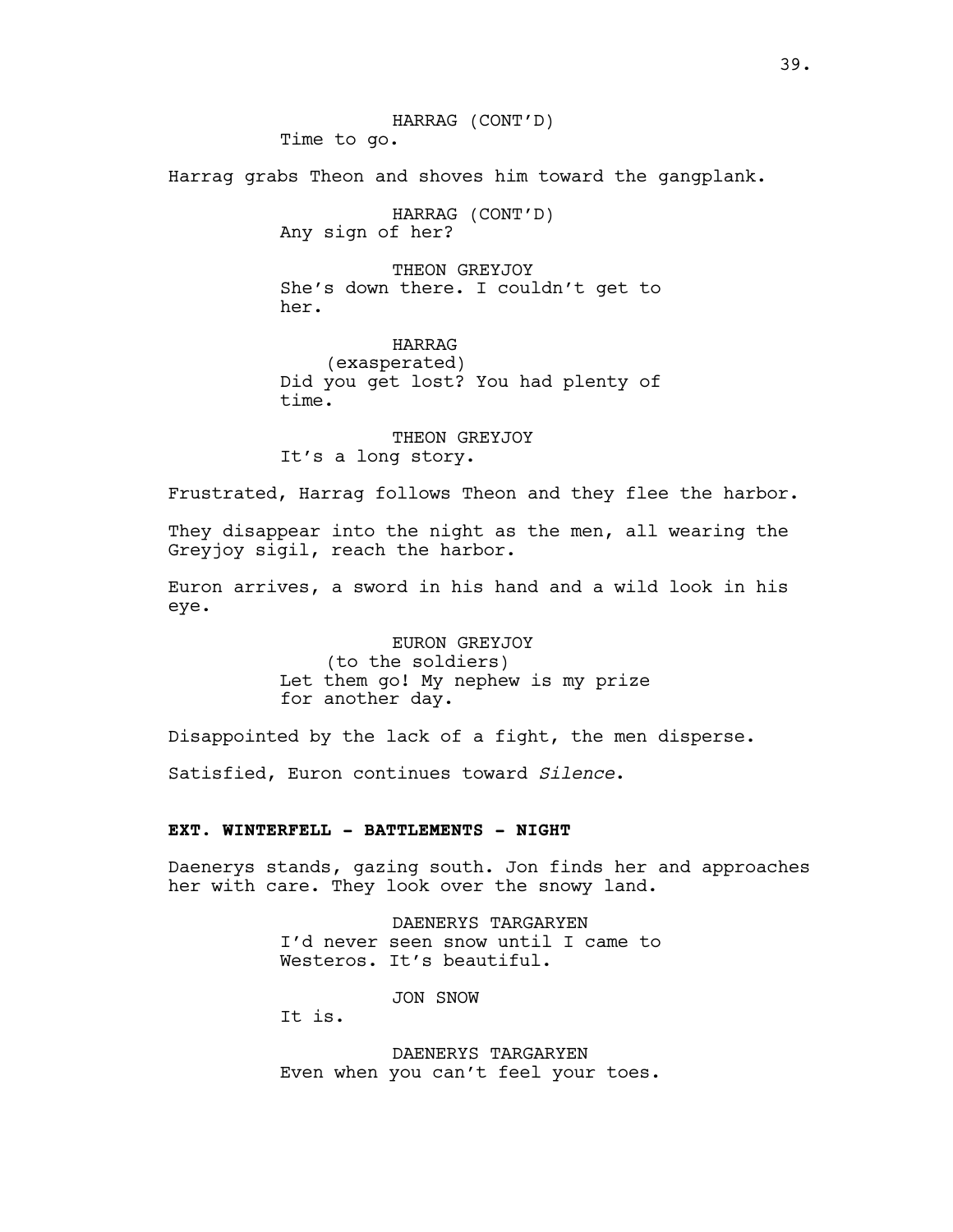HARRAG (CONT'D)
Time to go.

Harrag grabs Theon and shoves him toward the gangplank.

HARRAG (CONT'D)
Any sign of her?

THEON GREYJOY
She's down there. I couldn't get to her.

HARRAG
(exasperated)
Did you get lost? You had plenty of time.

THEON GREYJOY
It's a long story.

Frustrated, Harrag follows Theon and they flee the harbor.

They disappear into the night as the men, all wearing the Greyjoy sigil, reach the harbor.

Euron arrives, a sword in his hand and a wild look in his eye.

EURON GREYJOY
(to the soldiers)
Let them go! My nephew is my prize for another day.

Disappointed by the lack of a fight, the men disperse.

Satisfied, Euron continues toward *Silence*.

**EXT. WINTERFELL - BATTLEMENTS - NIGHT**

Daenerys stands, gazing south. Jon finds her and approaches her with care. They look over the snowy land.

DAENERYS TARGARYEN
I'd never seen snow until I came to Westeros. It's beautiful.

JON SNOW
It is.

DAENERYS TARGARYEN
Even when you can't feel your toes.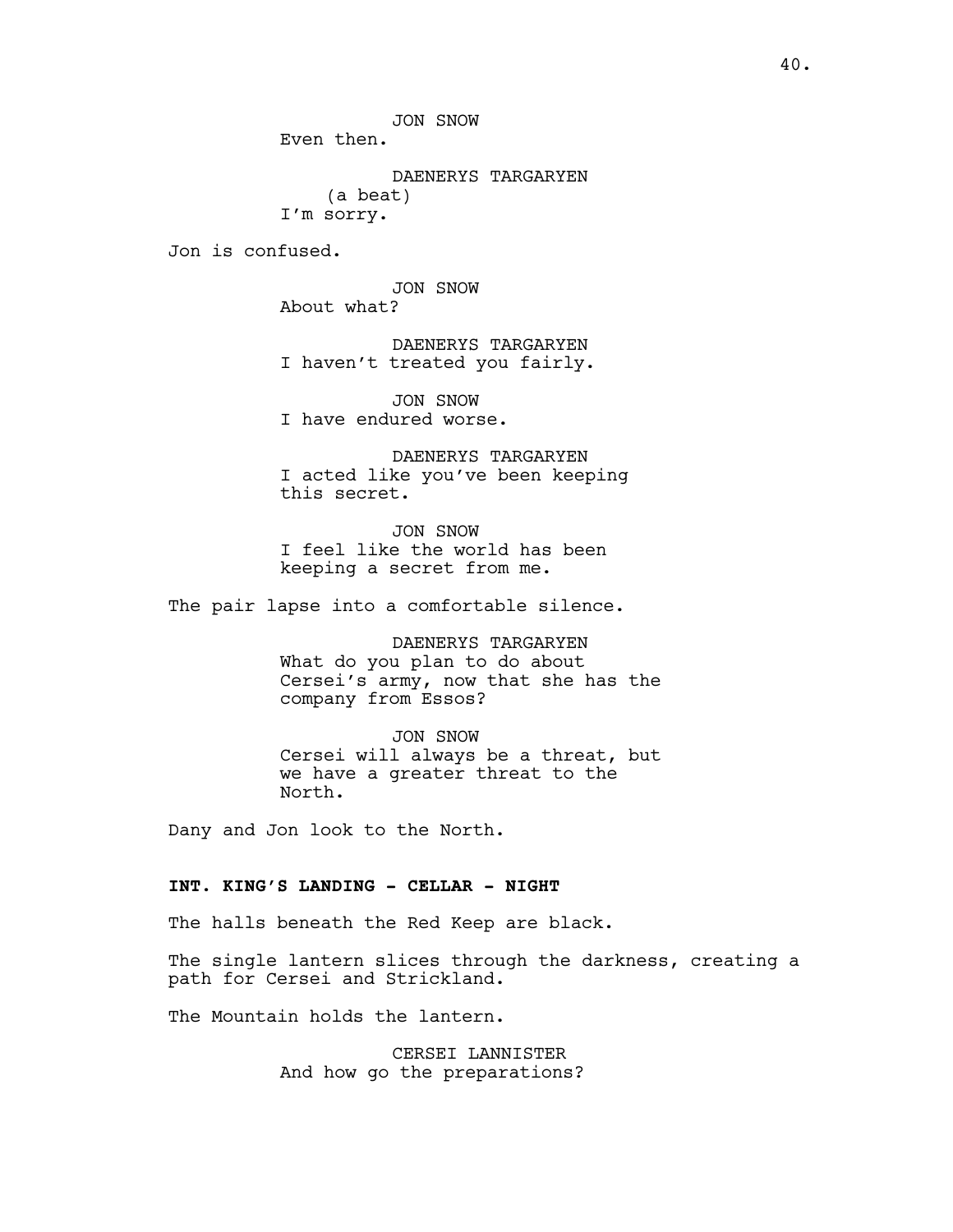JON SNOW
Even then.

DAENERYS TARGARYEN
(a beat)
I'm sorry.

Jon is confused.

JON SNOW
About what?

DAENERYS TARGARYEN
I haven't treated you fairly.

JON SNOW
I have endured worse.

DAENERYS TARGARYEN
I acted like you've been keeping this secret.

JON SNOW
I feel like the world has been keeping a secret from me.

The pair lapse into a comfortable silence.

DAENERYS TARGARYEN
What do you plan to do about Cersei's army, now that she has the company from Essos?

JON SNOW
Cersei will always be a threat, but we have a greater threat to the North.

Dany and Jon look to the North.

**INT. KING'S LANDING - CELLAR - NIGHT**

The halls beneath the Red Keep are black.

The single lantern slices through the darkness, creating a path for Cersei and Strickland.

The Mountain holds the lantern.

CERSEI LANNISTER
And how go the preparations?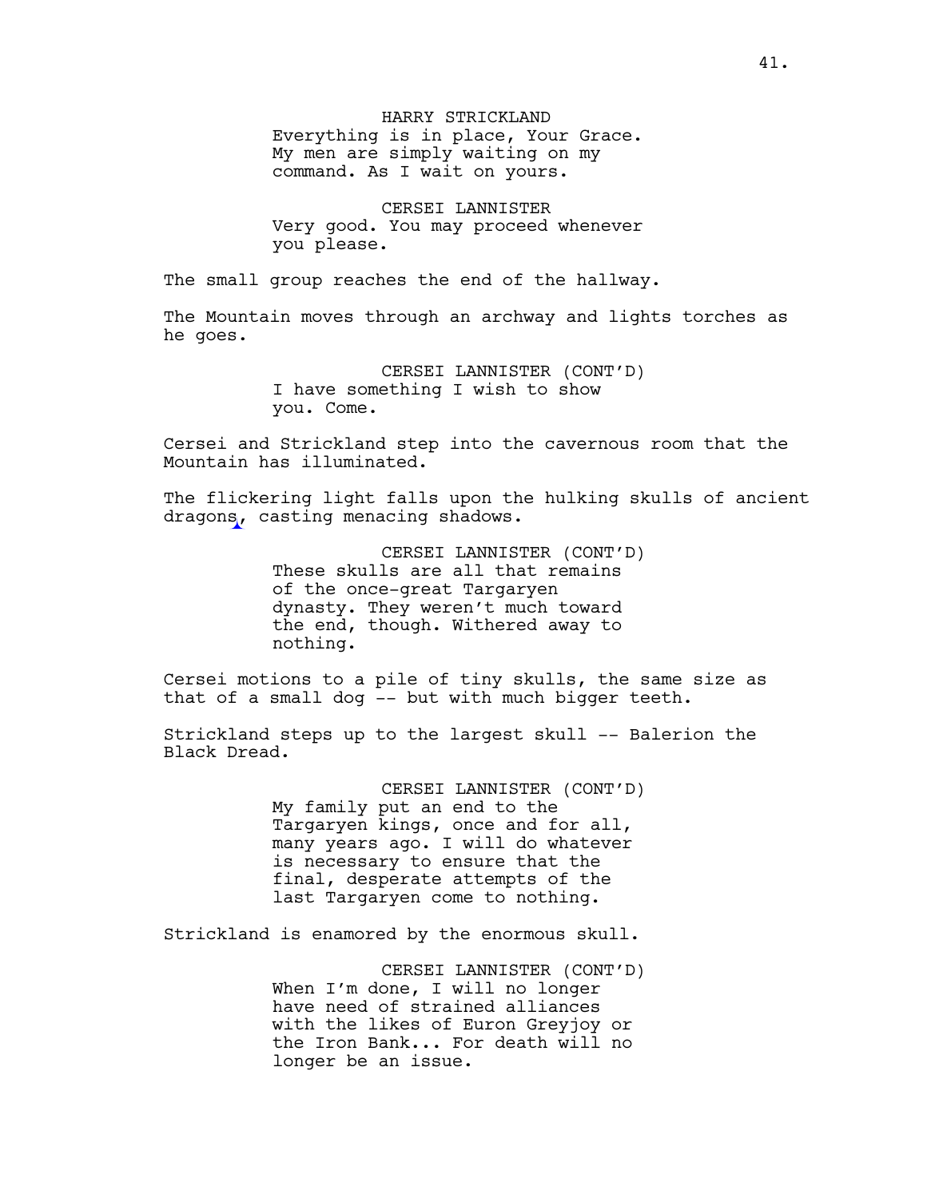HARRY STRICKLAND
Everything is in place, Your Grace. My men are simply waiting on my command. As I wait on yours.

CERSEI LANNISTER
Very good. You may proceed whenever you please.

The small group reaches the end of the hallway.

The Mountain moves through an archway and lights torches as he goes.

CERSEI LANNISTER (CONT'D)
I have something I wish to show you. Come.

Cersei and Strickland step into the cavernous room that the Mountain has illuminated.

The flickering light falls upon the hulking skulls of ancient dragons, casting menacing shadows.

CERSEI LANNISTER (CONT'D)
These skulls are all that remains of the once-great Targaryen dynasty. They weren't much toward the end, though. Withered away to nothing.

Cersei motions to a pile of tiny skulls, the same size as that of a small dog -- but with much bigger teeth.

Strickland steps up to the largest skull -- Balerion the Black Dread.

CERSEI LANNISTER (CONT'D)
My family put an end to the Targaryen kings, once and for all, many years ago. I will do whatever is necessary to ensure that the final, desperate attempts of the last Targaryen come to nothing.

Strickland is enamored by the enormous skull.

CERSEI LANNISTER (CONT'D)
When I'm done, I will no longer have need of strained alliances with the likes of Euron Greyjoy or the Iron Bank... For death will no longer be an issue.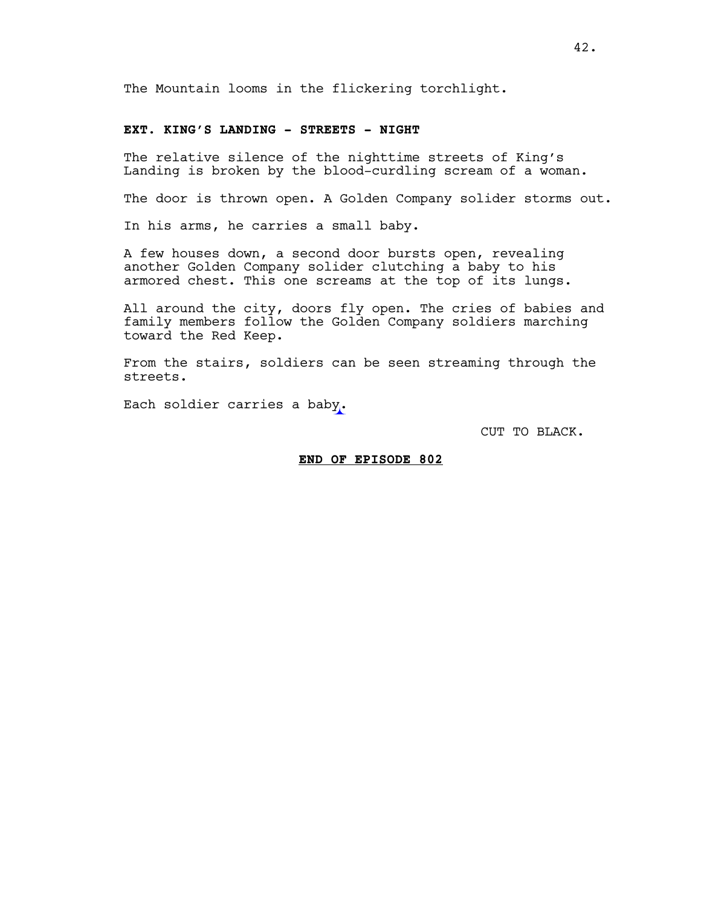The Mountain looms in the flickering torchlight.

**EXT. KING'S LANDING - STREETS - NIGHT**

The relative silence of the nighttime streets of King's Landing is broken by the blood-curdling scream of a woman.

The door is thrown open. A Golden Company solider storms out.

In his arms, he carries a small baby.

A few houses down, a second door bursts open, revealing another Golden Company solider clutching a baby to his armored chest. This one screams at the top of its lungs.

All around the city, doors fly open. The cries of babies and family members follow the Golden Company soldiers marching toward the Red Keep.

From the stairs, soldiers can be seen streaming through the streets.

Each soldier carries a baby.

CUT TO BLACK.

**END OF EPISODE 802**